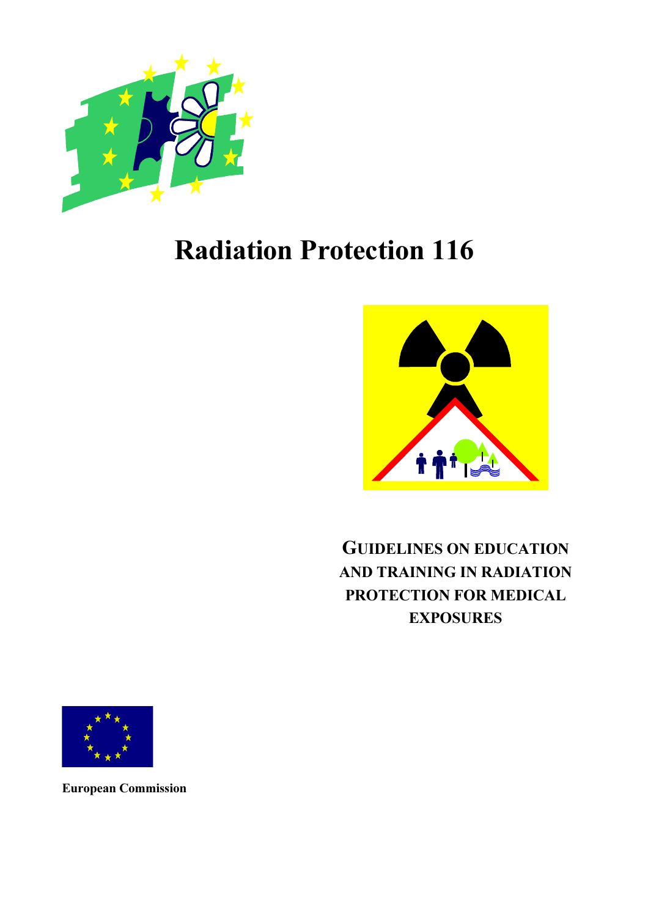# Radiation Protection 116

## GUIDELINES ON EDUCATION AND TRAINING IN RADIATION PROTECTION FOR MEDICAL EXPOSURES

**European Commission**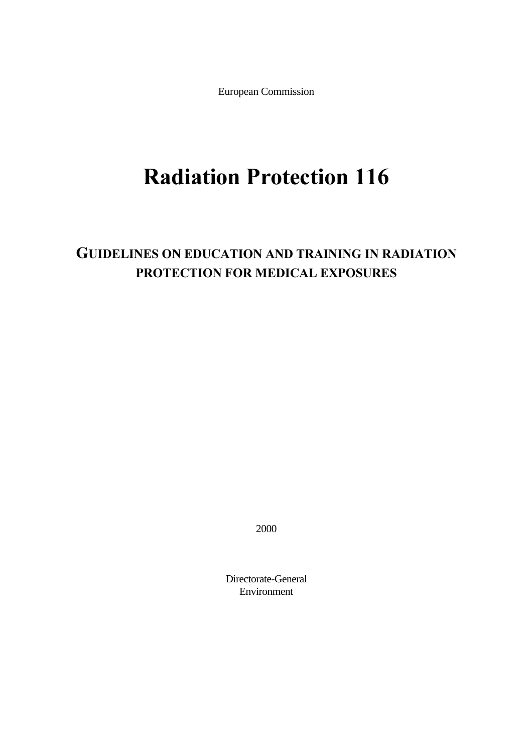European Commission

# Radiation Protection 116

## GUIDELINES ON EDUCATION AND TRAINING IN RADIATION PROTECTION FOR MEDICAL EXPOSURES

2000

Directorate-General
Environment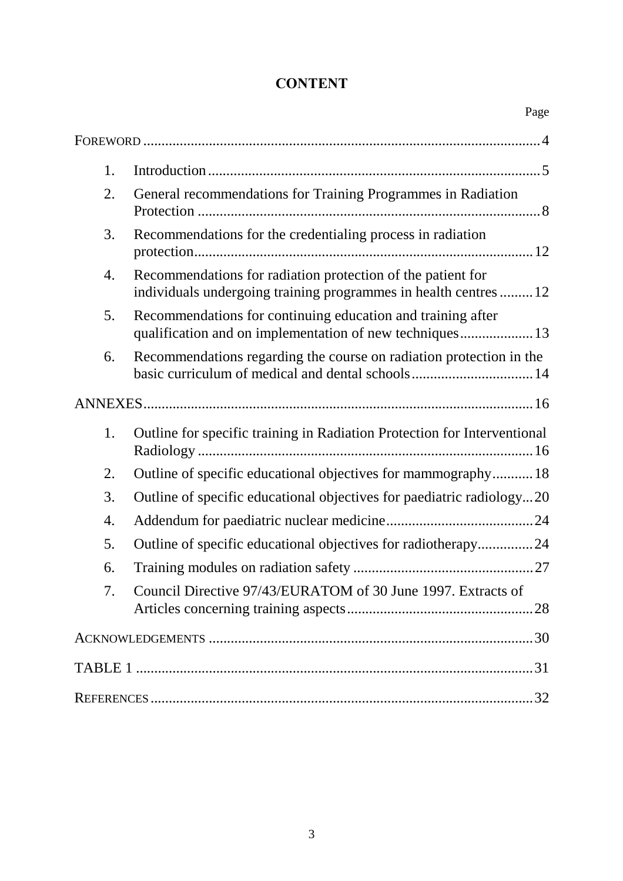# CONTENT

Page

FOREWORD .......................................................................................................... 4

1. Introduction ......................................................................................... 5
2. General recommendations for Training Programmes in Radiation Protection ............................................................................................ 8
3. Recommendations for the credentialing process in radiation protection ........................................................................................... 12
4. Recommendations for radiation protection of the patient for individuals undergoing training programmes in health centres ......... 12
5. Recommendations for continuing education and training after qualification and on implementation of new techniques .................... 13
6. Recommendations regarding the course on radiation protection in the basic curriculum of medical and dental schools ................................. 14

ANNEXES ........................................................................................................ 16

1. Outline for specific training in Radiation Protection for Interventional Radiology .......................................................................................... 16
2. Outline of specific educational objectives for mammography ........... 18
3. Outline of specific educational objectives for paediatric radiology ... 20
4. Addendum for paediatric nuclear medicine ........................................ 24
5. Outline of specific educational objectives for radiotherapy ............... 24
6. Training modules on radiation safety ................................................. 27
7. Council Directive 97/43/EURATOM of 30 June 1997. Extracts of Articles concerning training aspects .................................................. 28

ACKNOWLEDGEMENTS ....................................................................................... 30

TABLE 1 ........................................................................................................... 31

REFERENCES ....................................................................................................... 32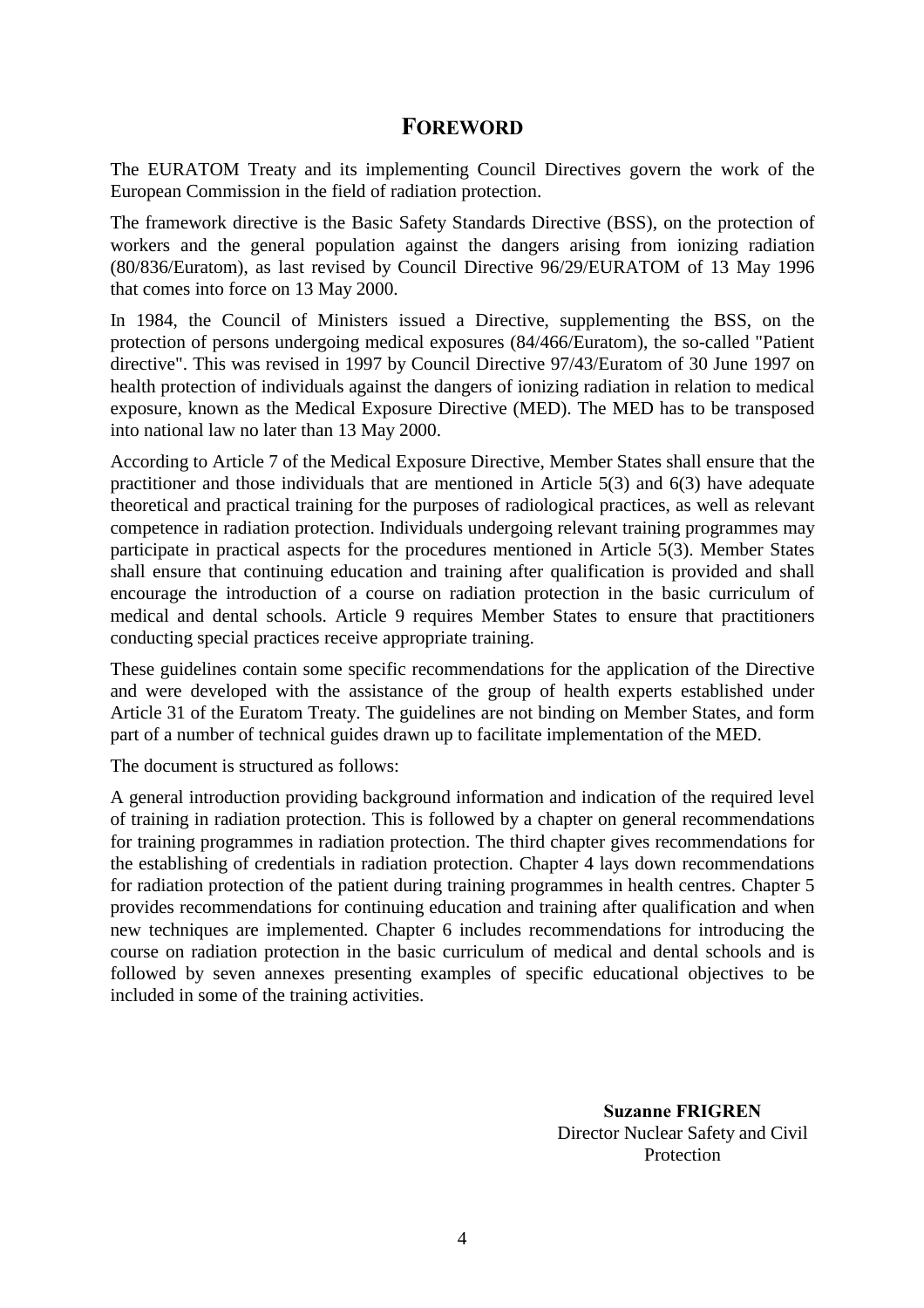# FOREWORD

The EURATOM Treaty and its implementing Council Directives govern the work of the European Commission in the field of radiation protection.

The framework directive is the Basic Safety Standards Directive (BSS), on the protection of workers and the general population against the dangers arising from ionizing radiation (80/836/Euratom), as last revised by Council Directive 96/29/EURATOM of 13 May 1996 that comes into force on 13 May 2000.

In 1984, the Council of Ministers issued a Directive, supplementing the BSS, on the protection of persons undergoing medical exposures (84/466/Euratom), the so-called "Patient directive". This was revised in 1997 by Council Directive 97/43/Euratom of 30 June 1997 on health protection of individuals against the dangers of ionizing radiation in relation to medical exposure, known as the Medical Exposure Directive (MED). The MED has to be transposed into national law no later than 13 May 2000.

According to Article 7 of the Medical Exposure Directive, Member States shall ensure that the practitioner and those individuals that are mentioned in Article 5(3) and 6(3) have adequate theoretical and practical training for the purposes of radiological practices, as well as relevant competence in radiation protection. Individuals undergoing relevant training programmes may participate in practical aspects for the procedures mentioned in Article 5(3). Member States shall ensure that continuing education and training after qualification is provided and shall encourage the introduction of a course on radiation protection in the basic curriculum of medical and dental schools. Article 9 requires Member States to ensure that practitioners conducting special practices receive appropriate training.

These guidelines contain some specific recommendations for the application of the Directive and were developed with the assistance of the group of health experts established under Article 31 of the Euratom Treaty. The guidelines are not binding on Member States, and form part of a number of technical guides drawn up to facilitate implementation of the MED.

The document is structured as follows:

A general introduction providing background information and indication of the required level of training in radiation protection. This is followed by a chapter on general recommendations for training programmes in radiation protection. The third chapter gives recommendations for the establishing of credentials in radiation protection. Chapter 4 lays down recommendations for radiation protection of the patient during training programmes in health centres. Chapter 5 provides recommendations for continuing education and training after qualification and when new techniques are implemented. Chapter 6 includes recommendations for introducing the course on radiation protection in the basic curriculum of medical and dental schools and is followed by seven annexes presenting examples of specific educational objectives to be included in some of the training activities.

**Suzanne FRIGREN**
Director Nuclear Safety and Civil Protection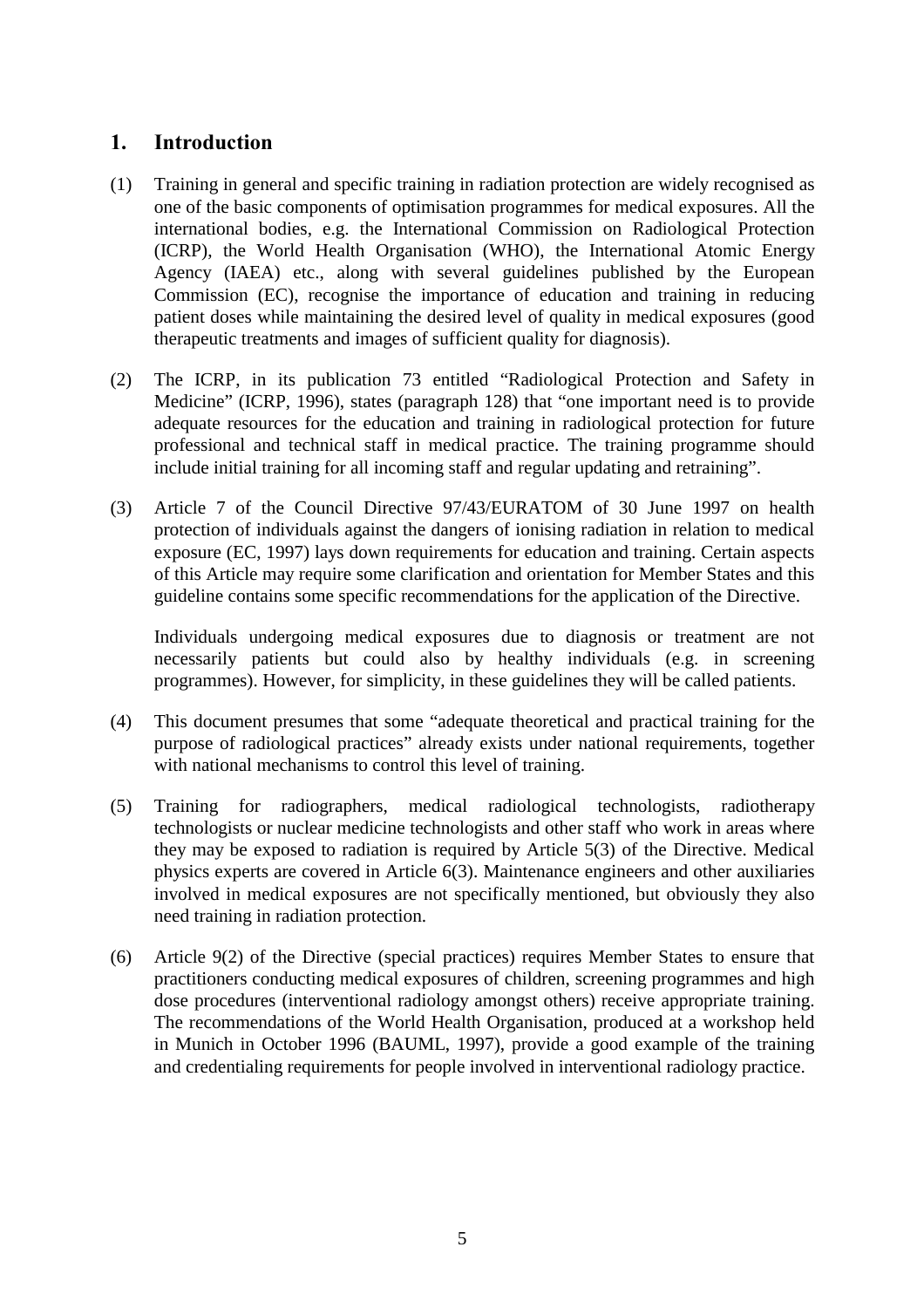# 1. Introduction

(1) Training in general and specific training in radiation protection are widely recognised as one of the basic components of optimisation programmes for medical exposures. All the international bodies, e.g. the International Commission on Radiological Protection (ICRP), the World Health Organisation (WHO), the International Atomic Energy Agency (IAEA) etc., along with several guidelines published by the European Commission (EC), recognise the importance of education and training in reducing patient doses while maintaining the desired level of quality in medical exposures (good therapeutic treatments and images of sufficient quality for diagnosis).

(2) The ICRP, in its publication 73 entitled "Radiological Protection and Safety in Medicine" (ICRP, 1996), states (paragraph 128) that "one important need is to provide adequate resources for the education and training in radiological protection for future professional and technical staff in medical practice. The training programme should include initial training for all incoming staff and regular updating and retraining".

(3) Article 7 of the Council Directive 97/43/EURATOM of 30 June 1997 on health protection of individuals against the dangers of ionising radiation in relation to medical exposure (EC, 1997) lays down requirements for education and training. Certain aspects of this Article may require some clarification and orientation for Member States and this guideline contains some specific recommendations for the application of the Directive.

Individuals undergoing medical exposures due to diagnosis or treatment are not necessarily patients but could also by healthy individuals (e.g. in screening programmes). However, for simplicity, in these guidelines they will be called patients.

(4) This document presumes that some "adequate theoretical and practical training for the purpose of radiological practices" already exists under national requirements, together with national mechanisms to control this level of training.

(5) Training for radiographers, medical radiological technologists, radiotherapy technologists or nuclear medicine technologists and other staff who work in areas where they may be exposed to radiation is required by Article 5(3) of the Directive. Medical physics experts are covered in Article 6(3). Maintenance engineers and other auxiliaries involved in medical exposures are not specifically mentioned, but obviously they also need training in radiation protection.

(6) Article 9(2) of the Directive (special practices) requires Member States to ensure that practitioners conducting medical exposures of children, screening programmes and high dose procedures (interventional radiology amongst others) receive appropriate training. The recommendations of the World Health Organisation, produced at a workshop held in Munich in October 1996 (BAUML, 1997), provide a good example of the training and credentialing requirements for people involved in interventional radiology practice.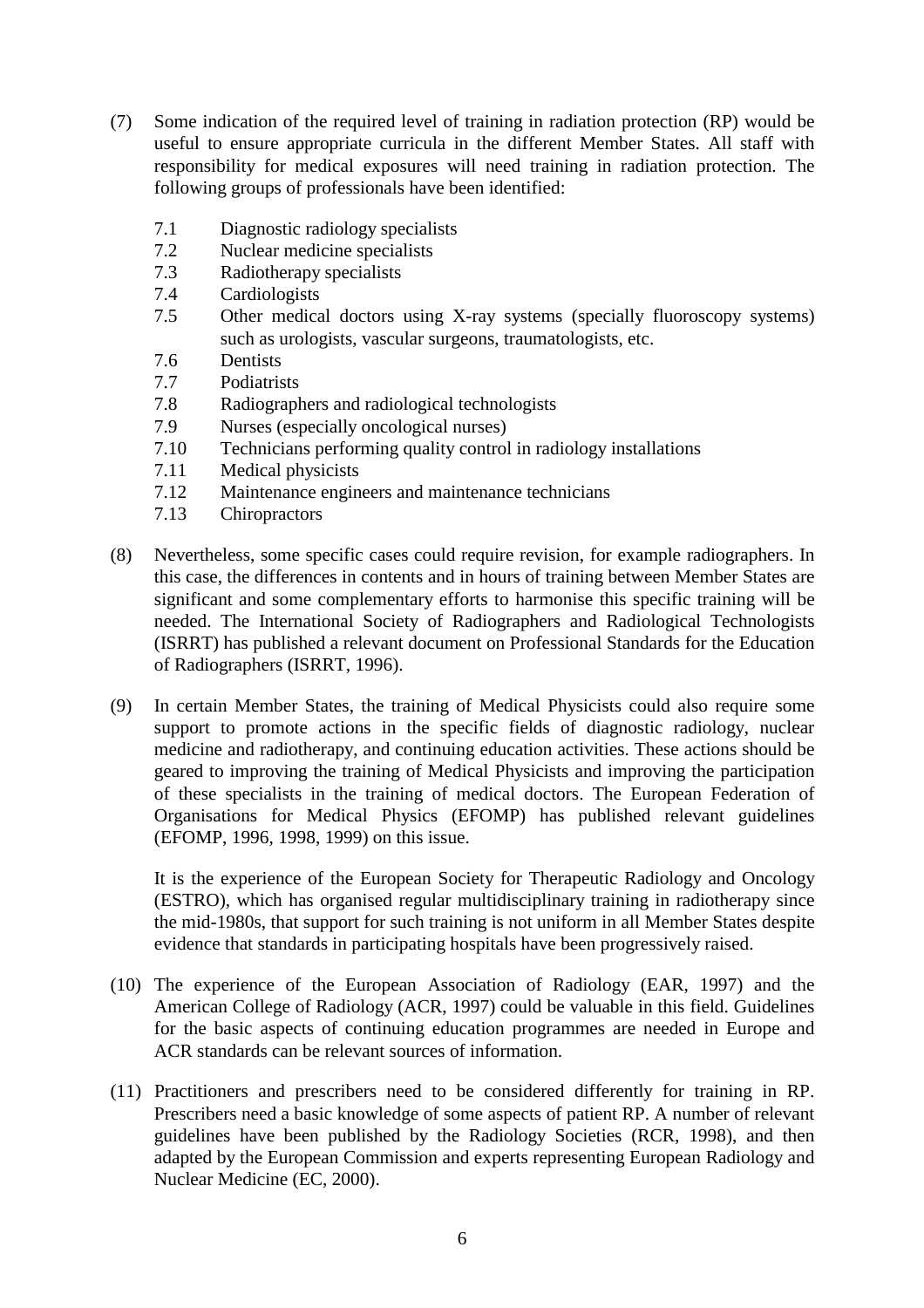(7) Some indication of the required level of training in radiation protection (RP) would be useful to ensure appropriate curricula in the different Member States. All staff with responsibility for medical exposures will need training in radiation protection. The following groups of professionals have been identified:

   7.1 Diagnostic radiology specialists
   7.2 Nuclear medicine specialists
   7.3 Radiotherapy specialists
   7.4 Cardiologists
   7.5 Other medical doctors using X-ray systems (specially fluoroscopy systems) such as urologists, vascular surgeons, traumatologists, etc.
   7.6 Dentists
   7.7 Podiatrists
   7.8 Radiographers and radiological technologists
   7.9 Nurses (especially oncological nurses)
   7.10 Technicians performing quality control in radiology installations
   7.11 Medical physicists
   7.12 Maintenance engineers and maintenance technicians
   7.13 Chiropractors

(8) Nevertheless, some specific cases could require revision, for example radiographers. In this case, the differences in contents and in hours of training between Member States are significant and some complementary efforts to harmonise this specific training will be needed. The International Society of Radiographers and Radiological Technologists (ISRRT) has published a relevant document on Professional Standards for the Education of Radiographers (ISRRT, 1996).

(9) In certain Member States, the training of Medical Physicists could also require some support to promote actions in the specific fields of diagnostic radiology, nuclear medicine and radiotherapy, and continuing education activities. These actions should be geared to improving the training of Medical Physicists and improving the participation of these specialists in the training of medical doctors. The European Federation of Organisations for Medical Physics (EFOMP) has published relevant guidelines (EFOMP, 1996, 1998, 1999) on this issue.

   It is the experience of the European Society for Therapeutic Radiology and Oncology (ESTRO), which has organised regular multidisciplinary training in radiotherapy since the mid-1980s, that support for such training is not uniform in all Member States despite evidence that standards in participating hospitals have been progressively raised.

(10) The experience of the European Association of Radiology (EAR, 1997) and the American College of Radiology (ACR, 1997) could be valuable in this field. Guidelines for the basic aspects of continuing education programmes are needed in Europe and ACR standards can be relevant sources of information.

(11) Practitioners and prescribers need to be considered differently for training in RP. Prescribers need a basic knowledge of some aspects of patient RP. A number of relevant guidelines have been published by the Radiology Societies (RCR, 1998), and then adapted by the European Commission and experts representing European Radiology and Nuclear Medicine (EC, 2000).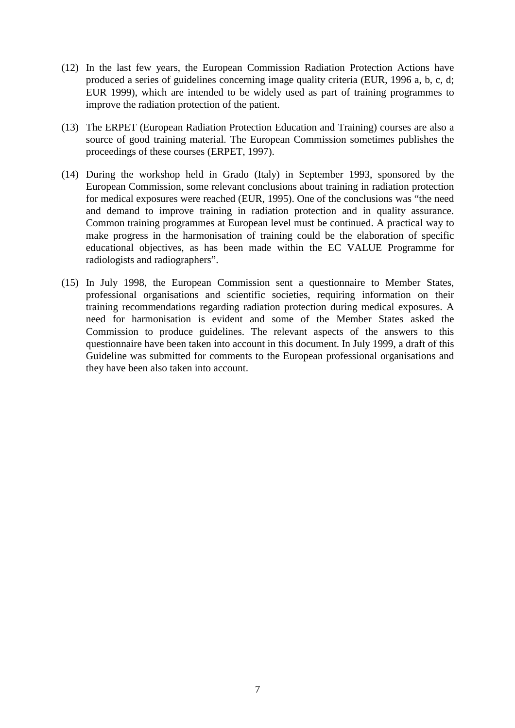(12) In the last few years, the European Commission Radiation Protection Actions have produced a series of guidelines concerning image quality criteria (EUR, 1996 a, b, c, d; EUR 1999), which are intended to be widely used as part of training programmes to improve the radiation protection of the patient.

(13) The ERPET (European Radiation Protection Education and Training) courses are also a source of good training material. The European Commission sometimes publishes the proceedings of these courses (ERPET, 1997).

(14) During the workshop held in Grado (Italy) in September 1993, sponsored by the European Commission, some relevant conclusions about training in radiation protection for medical exposures were reached (EUR, 1995). One of the conclusions was "the need and demand to improve training in radiation protection and in quality assurance. Common training programmes at European level must be continued. A practical way to make progress in the harmonisation of training could be the elaboration of specific educational objectives, as has been made within the EC VALUE Programme for radiologists and radiographers".

(15) In July 1998, the European Commission sent a questionnaire to Member States, professional organisations and scientific societies, requiring information on their training recommendations regarding radiation protection during medical exposures. A need for harmonisation is evident and some of the Member States asked the Commission to produce guidelines. The relevant aspects of the answers to this questionnaire have been taken into account in this document. In July 1999, a draft of this Guideline was submitted for comments to the European professional organisations and they have been also taken into account.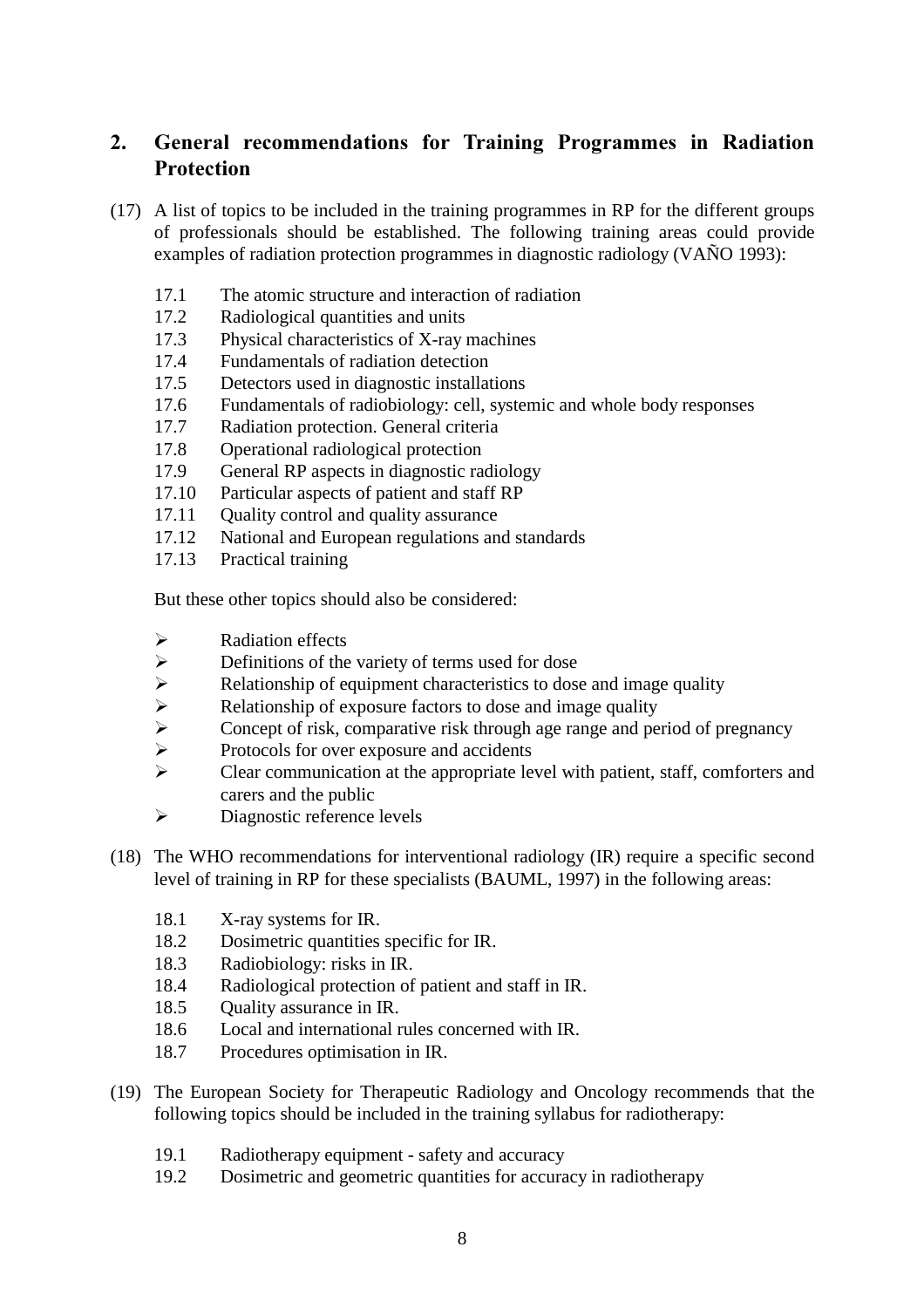## 2. General recommendations for Training Programmes in Radiation Protection

(17) A list of topics to be included in the training programmes in RP for the different groups of professionals should be established. The following training areas could provide examples of radiation protection programmes in diagnostic radiology (VAÑO 1993):

- 17.1 The atomic structure and interaction of radiation
- 17.2 Radiological quantities and units
- 17.3 Physical characteristics of X-ray machines
- 17.4 Fundamentals of radiation detection
- 17.5 Detectors used in diagnostic installations
- 17.6 Fundamentals of radiobiology: cell, systemic and whole body responses
- 17.7 Radiation protection. General criteria
- 17.8 Operational radiological protection
- 17.9 General RP aspects in diagnostic radiology
- 17.10 Particular aspects of patient and staff RP
- 17.11 Quality control and quality assurance
- 17.12 National and European regulations and standards
- 17.13 Practical training

But these other topics should also be considered:

- ➢ Radiation effects
- ➢ Definitions of the variety of terms used for dose
- ➢ Relationship of equipment characteristics to dose and image quality
- ➢ Relationship of exposure factors to dose and image quality
- ➢ Concept of risk, comparative risk through age range and period of pregnancy
- ➢ Protocols for over exposure and accidents
- ➢ Clear communication at the appropriate level with patient, staff, comforters and carers and the public
- ➢ Diagnostic reference levels

(18) The WHO recommendations for interventional radiology (IR) require a specific second level of training in RP for these specialists (BAUML, 1997) in the following areas:

- 18.1 X-ray systems for IR.
- 18.2 Dosimetric quantities specific for IR.
- 18.3 Radiobiology: risks in IR.
- 18.4 Radiological protection of patient and staff in IR.
- 18.5 Quality assurance in IR.
- 18.6 Local and international rules concerned with IR.
- 18.7 Procedures optimisation in IR.

(19) The European Society for Therapeutic Radiology and Oncology recommends that the following topics should be included in the training syllabus for radiotherapy:

- 19.1 Radiotherapy equipment - safety and accuracy
- 19.2 Dosimetric and geometric quantities for accuracy in radiotherapy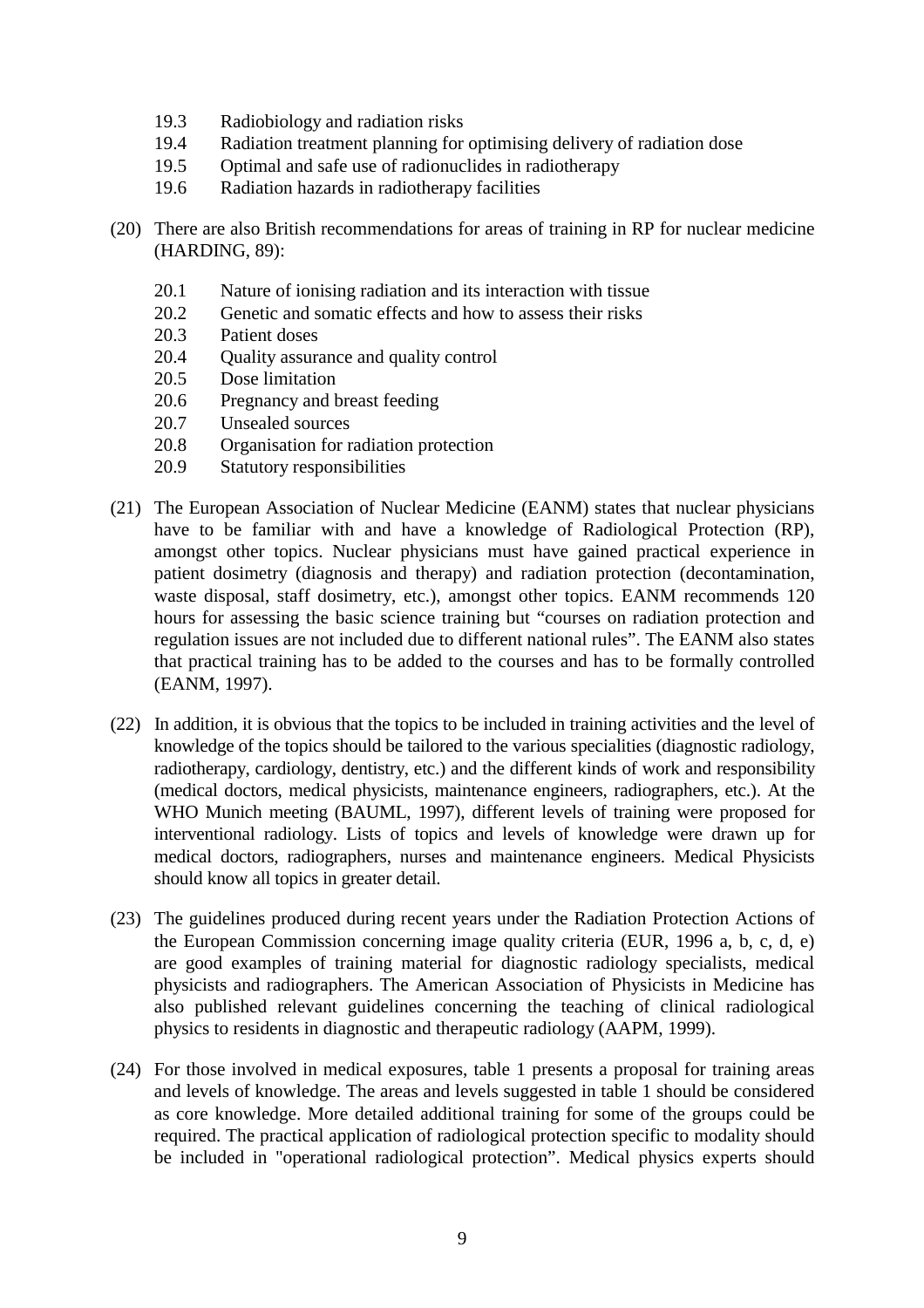19.3 Radiobiology and radiation risks
19.4 Radiation treatment planning for optimising delivery of radiation dose
19.5 Optimal and safe use of radionuclides in radiotherapy
19.6 Radiation hazards in radiotherapy facilities

(20) There are also British recommendations for areas of training in RP for nuclear medicine (HARDING, 89):

20.1 Nature of ionising radiation and its interaction with tissue
20.2 Genetic and somatic effects and how to assess their risks
20.3 Patient doses
20.4 Quality assurance and quality control
20.5 Dose limitation
20.6 Pregnancy and breast feeding
20.7 Unsealed sources
20.8 Organisation for radiation protection
20.9 Statutory responsibilities

(21) The European Association of Nuclear Medicine (EANM) states that nuclear physicians have to be familiar with and have a knowledge of Radiological Protection (RP), amongst other topics. Nuclear physicians must have gained practical experience in patient dosimetry (diagnosis and therapy) and radiation protection (decontamination, waste disposal, staff dosimetry, etc.), amongst other topics. EANM recommends 120 hours for assessing the basic science training but "courses on radiation protection and regulation issues are not included due to different national rules". The EANM also states that practical training has to be added to the courses and has to be formally controlled (EANM, 1997).

(22) In addition, it is obvious that the topics to be included in training activities and the level of knowledge of the topics should be tailored to the various specialities (diagnostic radiology, radiotherapy, cardiology, dentistry, etc.) and the different kinds of work and responsibility (medical doctors, medical physicists, maintenance engineers, radiographers, etc.). At the WHO Munich meeting (BAUML, 1997), different levels of training were proposed for interventional radiology. Lists of topics and levels of knowledge were drawn up for medical doctors, radiographers, nurses and maintenance engineers. Medical Physicists should know all topics in greater detail.

(23) The guidelines produced during recent years under the Radiation Protection Actions of the European Commission concerning image quality criteria (EUR, 1996 a, b, c, d, e) are good examples of training material for diagnostic radiology specialists, medical physicists and radiographers. The American Association of Physicists in Medicine has also published relevant guidelines concerning the teaching of clinical radiological physics to residents in diagnostic and therapeutic radiology (AAPM, 1999).

(24) For those involved in medical exposures, table 1 presents a proposal for training areas and levels of knowledge. The areas and levels suggested in table 1 should be considered as core knowledge. More detailed additional training for some of the groups could be required. The practical application of radiological protection specific to modality should be included in "operational radiological protection". Medical physics experts should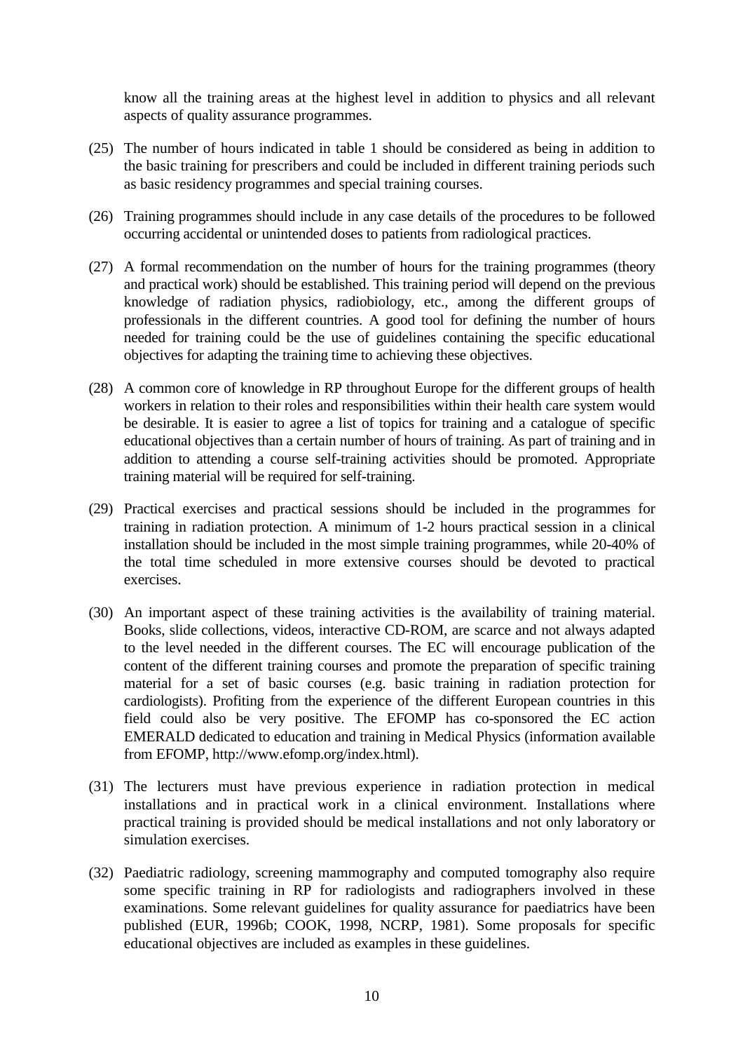know all the training areas at the highest level in addition to physics and all relevant aspects of quality assurance programmes.

(25) The number of hours indicated in table 1 should be considered as being in addition to the basic training for prescribers and could be included in different training periods such as basic residency programmes and special training courses.

(26) Training programmes should include in any case details of the procedures to be followed occurring accidental or unintended doses to patients from radiological practices.

(27) A formal recommendation on the number of hours for the training programmes (theory and practical work) should be established. This training period will depend on the previous knowledge of radiation physics, radiobiology, etc., among the different groups of professionals in the different countries. A good tool for defining the number of hours needed for training could be the use of guidelines containing the specific educational objectives for adapting the training time to achieving these objectives.

(28) A common core of knowledge in RP throughout Europe for the different groups of health workers in relation to their roles and responsibilities within their health care system would be desirable. It is easier to agree a list of topics for training and a catalogue of specific educational objectives than a certain number of hours of training. As part of training and in addition to attending a course self-training activities should be promoted. Appropriate training material will be required for self-training.

(29) Practical exercises and practical sessions should be included in the programmes for training in radiation protection. A minimum of 1-2 hours practical session in a clinical installation should be included in the most simple training programmes, while 20-40% of the total time scheduled in more extensive courses should be devoted to practical exercises.

(30) An important aspect of these training activities is the availability of training material. Books, slide collections, videos, interactive CD-ROM, are scarce and not always adapted to the level needed in the different courses. The EC will encourage publication of the content of the different training courses and promote the preparation of specific training material for a set of basic courses (e.g. basic training in radiation protection for cardiologists). Profiting from the experience of the different European countries in this field could also be very positive. The EFOMP has co-sponsored the EC action EMERALD dedicated to education and training in Medical Physics (information available from EFOMP, http://www.efomp.org/index.html).

(31) The lecturers must have previous experience in radiation protection in medical installations and in practical work in a clinical environment. Installations where practical training is provided should be medical installations and not only laboratory or simulation exercises.

(32) Paediatric radiology, screening mammography and computed tomography also require some specific training in RP for radiologists and radiographers involved in these examinations. Some relevant guidelines for quality assurance for paediatrics have been published (EUR, 1996b; COOK, 1998, NCRP, 1981). Some proposals for specific educational objectives are included as examples in these guidelines.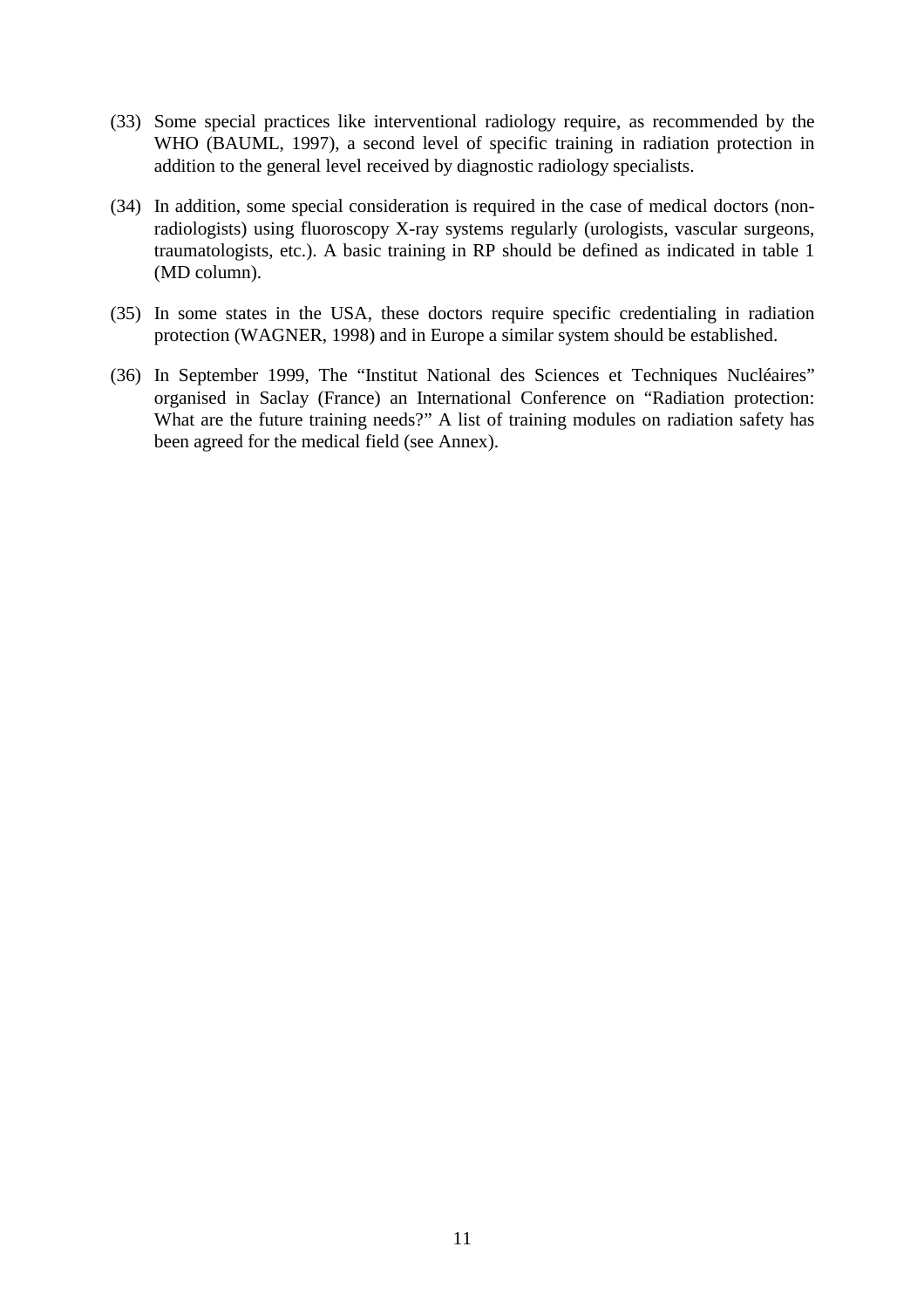(33) Some special practices like interventional radiology require, as recommended by the WHO (BAUML, 1997), a second level of specific training in radiation protection in addition to the general level received by diagnostic radiology specialists.

(34) In addition, some special consideration is required in the case of medical doctors (non-radiologists) using fluoroscopy X-ray systems regularly (urologists, vascular surgeons, traumatologists, etc.). A basic training in RP should be defined as indicated in table 1 (MD column).

(35) In some states in the USA, these doctors require specific credentialing in radiation protection (WAGNER, 1998) and in Europe a similar system should be established.

(36) In September 1999, The “Institut National des Sciences et Techniques Nucléaires” organised in Saclay (France) an International Conference on “Radiation protection: What are the future training needs?” A list of training modules on radiation safety has been agreed for the medical field (see Annex).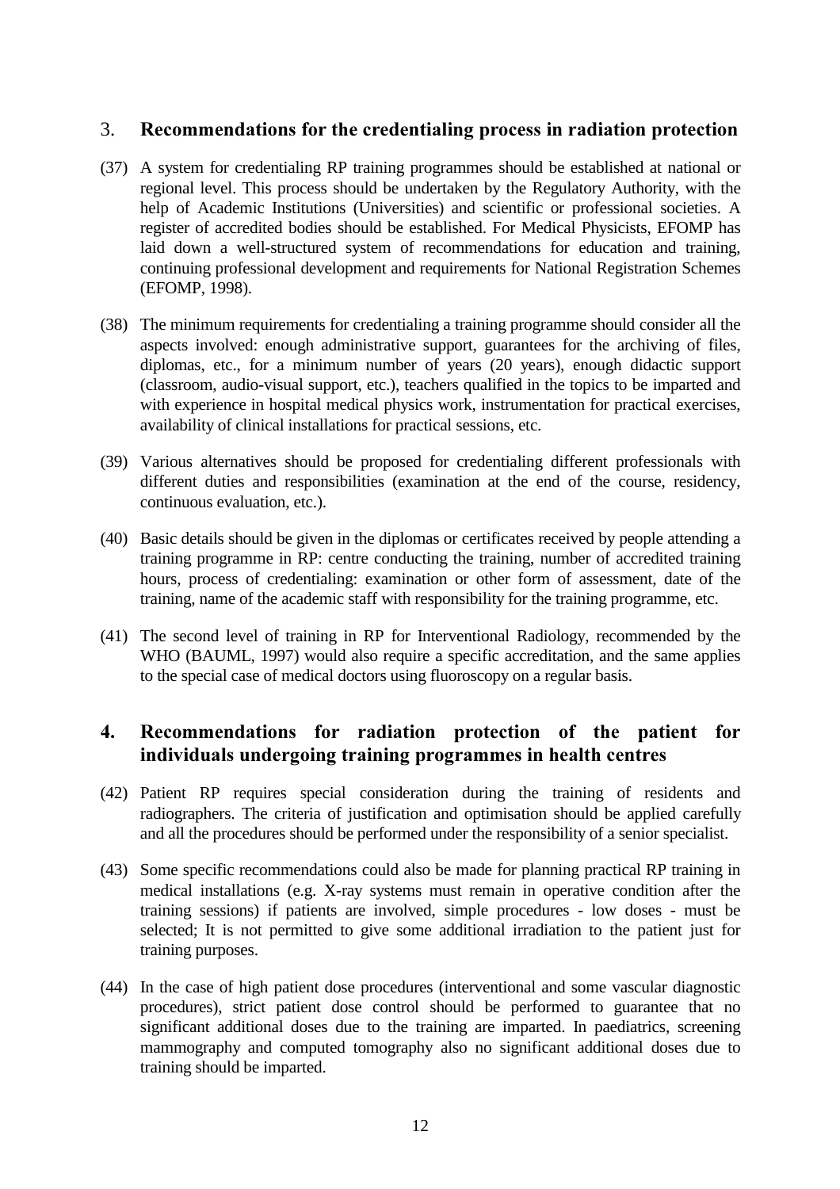## 3. Recommendations for the credentialing process in radiation protection

(37) A system for credentialing RP training programmes should be established at national or regional level. This process should be undertaken by the Regulatory Authority, with the help of Academic Institutions (Universities) and scientific or professional societies. A register of accredited bodies should be established. For Medical Physicists, EFOMP has laid down a well-structured system of recommendations for education and training, continuing professional development and requirements for National Registration Schemes (EFOMP, 1998).

(38) The minimum requirements for credentialing a training programme should consider all the aspects involved: enough administrative support, guarantees for the archiving of files, diplomas, etc., for a minimum number of years (20 years), enough didactic support (classroom, audio-visual support, etc.), teachers qualified in the topics to be imparted and with experience in hospital medical physics work, instrumentation for practical exercises, availability of clinical installations for practical sessions, etc.

(39) Various alternatives should be proposed for credentialing different professionals with different duties and responsibilities (examination at the end of the course, residency, continuous evaluation, etc.).

(40) Basic details should be given in the diplomas or certificates received by people attending a training programme in RP: centre conducting the training, number of accredited training hours, process of credentialing: examination or other form of assessment, date of the training, name of the academic staff with responsibility for the training programme, etc.

(41) The second level of training in RP for Interventional Radiology, recommended by the WHO (BAUML, 1997) would also require a specific accreditation, and the same applies to the special case of medical doctors using fluoroscopy on a regular basis.

## 4. Recommendations for radiation protection of the patient for individuals undergoing training programmes in health centres

(42) Patient RP requires special consideration during the training of residents and radiographers. The criteria of justification and optimisation should be applied carefully and all the procedures should be performed under the responsibility of a senior specialist.

(43) Some specific recommendations could also be made for planning practical RP training in medical installations (e.g. X-ray systems must remain in operative condition after the training sessions) if patients are involved, simple procedures - low doses - must be selected; It is not permitted to give some additional irradiation to the patient just for training purposes.

(44) In the case of high patient dose procedures (interventional and some vascular diagnostic procedures), strict patient dose control should be performed to guarantee that no significant additional doses due to the training are imparted. In paediatrics, screening mammography and computed tomography also no significant additional doses due to training should be imparted.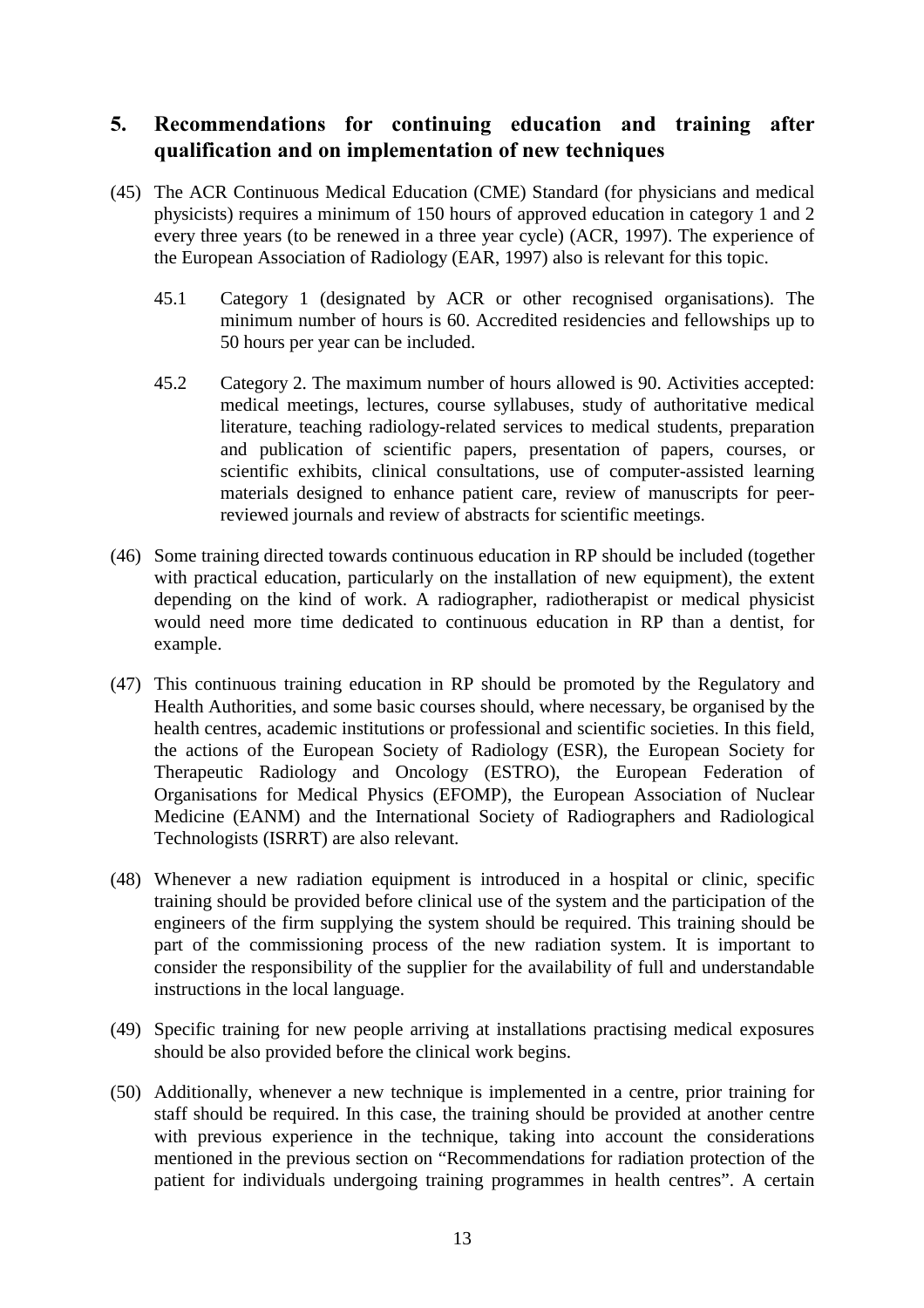## 5. Recommendations for continuing education and training after qualification and on implementation of new techniques

(45) The ACR Continuous Medical Education (CME) Standard (for physicians and medical physicists) requires a minimum of 150 hours of approved education in category 1 and 2 every three years (to be renewed in a three year cycle) (ACR, 1997). The experience of the European Association of Radiology (EAR, 1997) also is relevant for this topic.

> 45.1 Category 1 (designated by ACR or other recognised organisations). The minimum number of hours is 60. Accredited residencies and fellowships up to 50 hours per year can be included.
>
> 45.2 Category 2. The maximum number of hours allowed is 90. Activities accepted: medical meetings, lectures, course syllabuses, study of authoritative medical literature, teaching radiology-related services to medical students, preparation and publication of scientific papers, presentation of papers, courses, or scientific exhibits, clinical consultations, use of computer-assisted learning materials designed to enhance patient care, review of manuscripts for peer-reviewed journals and review of abstracts for scientific meetings.

(46) Some training directed towards continuous education in RP should be included (together with practical education, particularly on the installation of new equipment), the extent depending on the kind of work. A radiographer, radiotherapist or medical physicist would need more time dedicated to continuous education in RP than a dentist, for example.

(47) This continuous training education in RP should be promoted by the Regulatory and Health Authorities, and some basic courses should, where necessary, be organised by the health centres, academic institutions or professional and scientific societies. In this field, the actions of the European Society of Radiology (ESR), the European Society for Therapeutic Radiology and Oncology (ESTRO), the European Federation of Organisations for Medical Physics (EFOMP), the European Association of Nuclear Medicine (EANM) and the International Society of Radiographers and Radiological Technologists (ISRRT) are also relevant.

(48) Whenever a new radiation equipment is introduced in a hospital or clinic, specific training should be provided before clinical use of the system and the participation of the engineers of the firm supplying the system should be required. This training should be part of the commissioning process of the new radiation system. It is important to consider the responsibility of the supplier for the availability of full and understandable instructions in the local language.

(49) Specific training for new people arriving at installations practising medical exposures should be also provided before the clinical work begins.

(50) Additionally, whenever a new technique is implemented in a centre, prior training for staff should be required. In this case, the training should be provided at another centre with previous experience in the technique, taking into account the considerations mentioned in the previous section on "Recommendations for radiation protection of the patient for individuals undergoing training programmes in health centres". A certain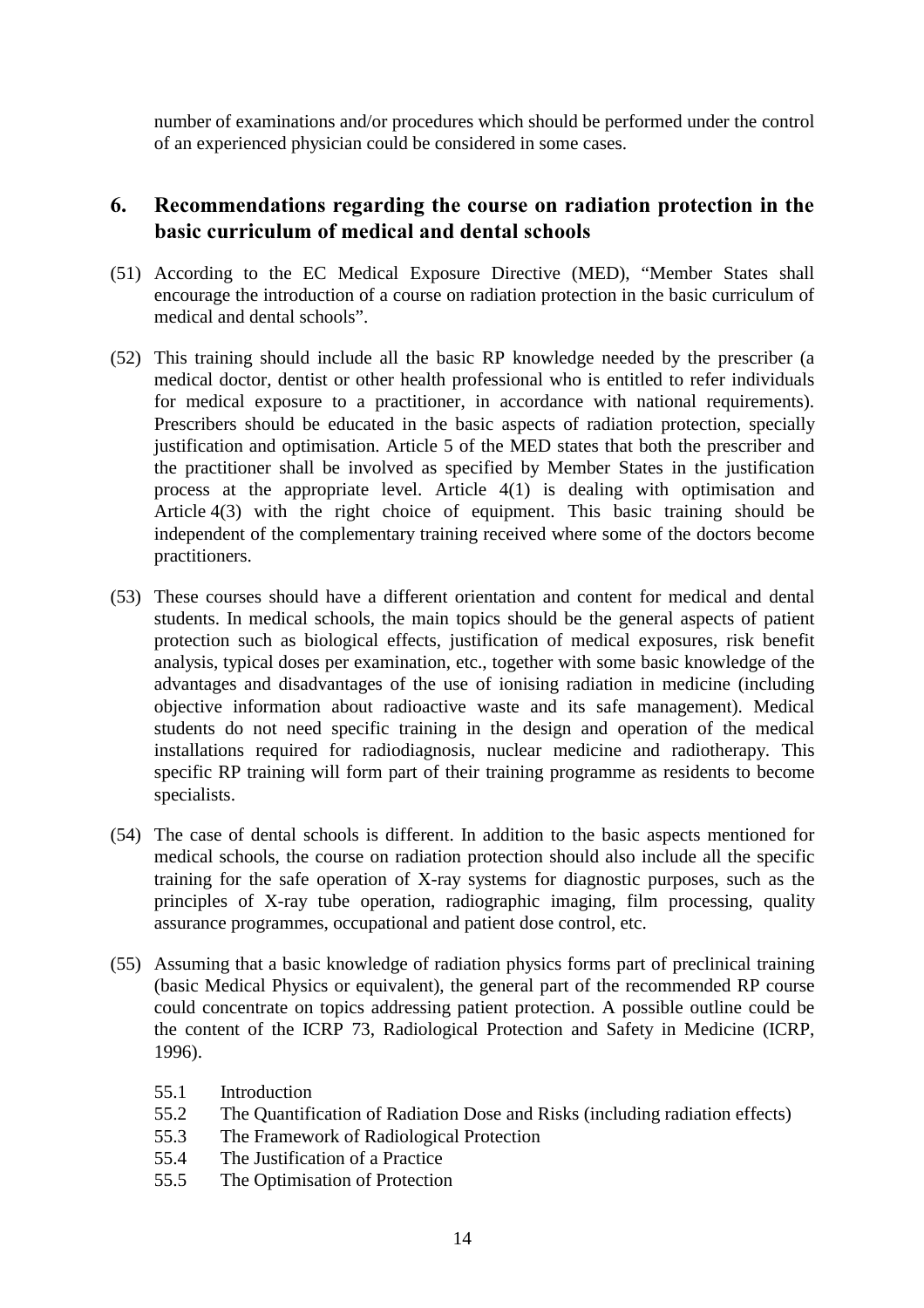number of examinations and/or procedures which should be performed under the control of an experienced physician could be considered in some cases.

## 6. Recommendations regarding the course on radiation protection in the basic curriculum of medical and dental schools

(51) According to the EC Medical Exposure Directive (MED), "Member States shall encourage the introduction of a course on radiation protection in the basic curriculum of medical and dental schools".

(52) This training should include all the basic RP knowledge needed by the prescriber (a medical doctor, dentist or other health professional who is entitled to refer individuals for medical exposure to a practitioner, in accordance with national requirements). Prescribers should be educated in the basic aspects of radiation protection, specially justification and optimisation. Article 5 of the MED states that both the prescriber and the practitioner shall be involved as specified by Member States in the justification process at the appropriate level. Article 4(1) is dealing with optimisation and Article 4(3) with the right choice of equipment. This basic training should be independent of the complementary training received where some of the doctors become practitioners.

(53) These courses should have a different orientation and content for medical and dental students. In medical schools, the main topics should be the general aspects of patient protection such as biological effects, justification of medical exposures, risk benefit analysis, typical doses per examination, etc., together with some basic knowledge of the advantages and disadvantages of the use of ionising radiation in medicine (including objective information about radioactive waste and its safe management). Medical students do not need specific training in the design and operation of the medical installations required for radiodiagnosis, nuclear medicine and radiotherapy. This specific RP training will form part of their training programme as residents to become specialists.

(54) The case of dental schools is different. In addition to the basic aspects mentioned for medical schools, the course on radiation protection should also include all the specific training for the safe operation of X-ray systems for diagnostic purposes, such as the principles of X-ray tube operation, radiographic imaging, film processing, quality assurance programmes, occupational and patient dose control, etc.

(55) Assuming that a basic knowledge of radiation physics forms part of preclinical training (basic Medical Physics or equivalent), the general part of the recommended RP course could concentrate on topics addressing patient protection. A possible outline could be the content of the ICRP 73, Radiological Protection and Safety in Medicine (ICRP, 1996).

- 55.1 Introduction
- 55.2 The Quantification of Radiation Dose and Risks (including radiation effects)
- 55.3 The Framework of Radiological Protection
- 55.4 The Justification of a Practice
- 55.5 The Optimisation of Protection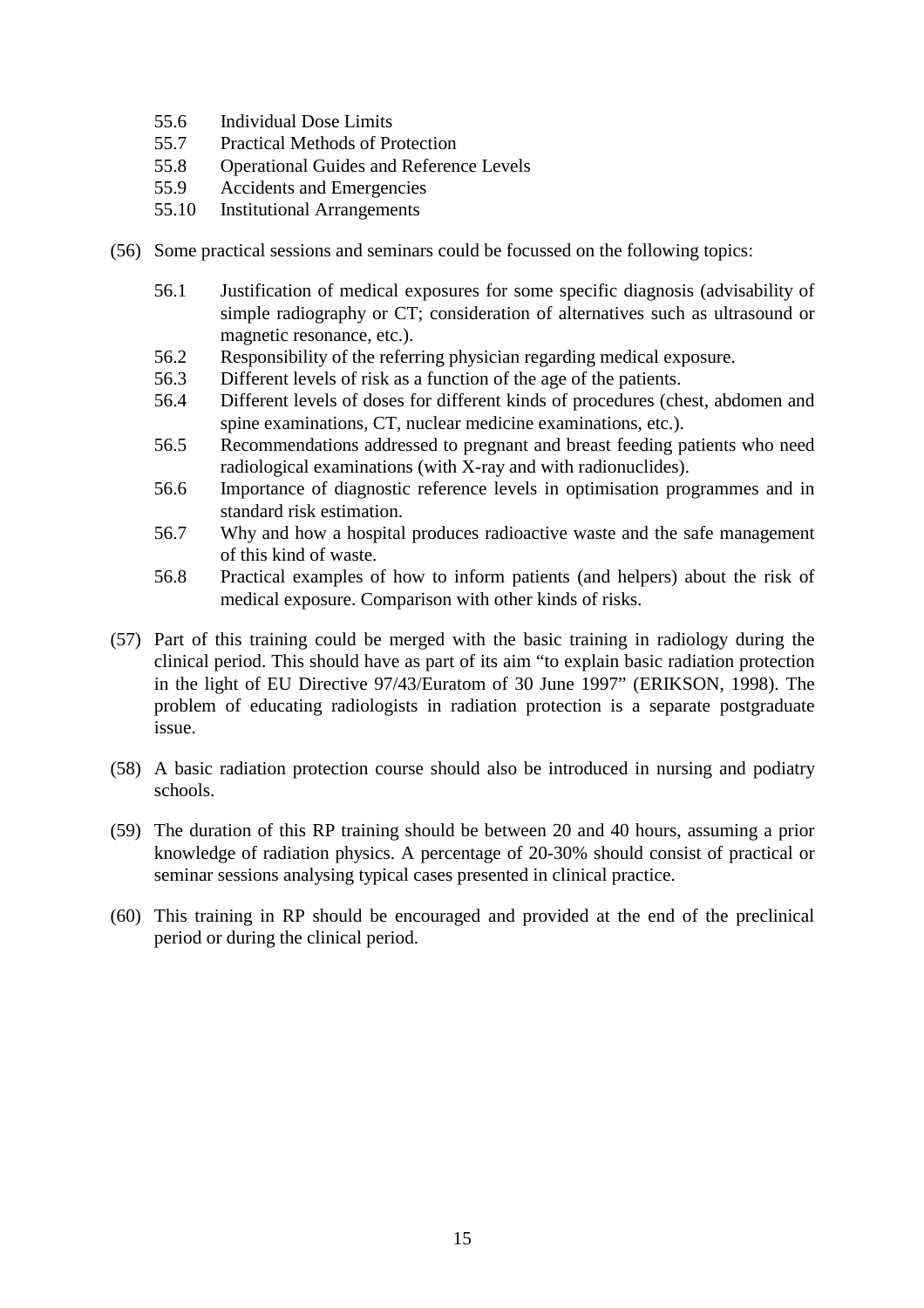55.6 Individual Dose Limits
55.7 Practical Methods of Protection
55.8 Operational Guides and Reference Levels
55.9 Accidents and Emergencies
55.10 Institutional Arrangements

(56) Some practical sessions and seminars could be focussed on the following topics:

56.1 Justification of medical exposures for some specific diagnosis (advisability of simple radiography or CT; consideration of alternatives such as ultrasound or magnetic resonance, etc.).
56.2 Responsibility of the referring physician regarding medical exposure.
56.3 Different levels of risk as a function of the age of the patients.
56.4 Different levels of doses for different kinds of procedures (chest, abdomen and spine examinations, CT, nuclear medicine examinations, etc.).
56.5 Recommendations addressed to pregnant and breast feeding patients who need radiological examinations (with X-ray and with radionuclides).
56.6 Importance of diagnostic reference levels in optimisation programmes and in standard risk estimation.
56.7 Why and how a hospital produces radioactive waste and the safe management of this kind of waste.
56.8 Practical examples of how to inform patients (and helpers) about the risk of medical exposure. Comparison with other kinds of risks.

(57) Part of this training could be merged with the basic training in radiology during the clinical period. This should have as part of its aim “to explain basic radiation protection in the light of EU Directive 97/43/Euratom of 30 June 1997” (ERIKSON, 1998). The problem of educating radiologists in radiation protection is a separate postgraduate issue.

(58) A basic radiation protection course should also be introduced in nursing and podiatry schools.

(59) The duration of this RP training should be between 20 and 40 hours, assuming a prior knowledge of radiation physics. A percentage of 20-30% should consist of practical or seminar sessions analysing typical cases presented in clinical practice.

(60) This training in RP should be encouraged and provided at the end of the preclinical period or during the clinical period.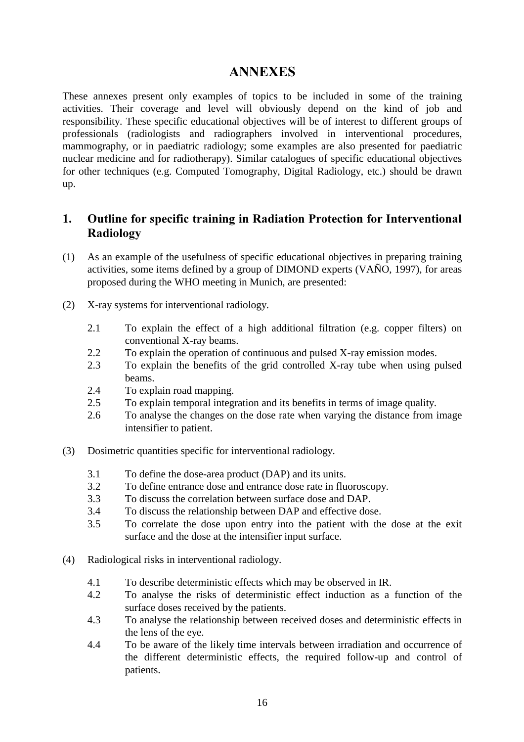# ANNEXES

These annexes present only examples of topics to be included in some of the training activities. Their coverage and level will obviously depend on the kind of job and responsibility. These specific educational objectives will be of interest to different groups of professionals (radiologists and radiographers involved in interventional procedures, mammography, or in paediatric radiology; some examples are also presented for paediatric nuclear medicine and for radiotherapy). Similar catalogues of specific educational objectives for other techniques (e.g. Computed Tomography, Digital Radiology, etc.) should be drawn up.

## 1. Outline for specific training in Radiation Protection for Interventional Radiology

(1) As an example of the usefulness of specific educational objectives in preparing training activities, some items defined by a group of DIMOND experts (VAÑO, 1997), for areas proposed during the WHO meeting in Munich, are presented:

(2) X-ray systems for interventional radiology.

- 2.1 To explain the effect of a high additional filtration (e.g. copper filters) on conventional X-ray beams.
- 2.2 To explain the operation of continuous and pulsed X-ray emission modes.
- 2.3 To explain the benefits of the grid controlled X-ray tube when using pulsed beams.
- 2.4 To explain road mapping.
- 2.5 To explain temporal integration and its benefits in terms of image quality.
- 2.6 To analyse the changes on the dose rate when varying the distance from image intensifier to patient.

(3) Dosimetric quantities specific for interventional radiology.

- 3.1 To define the dose-area product (DAP) and its units.
- 3.2 To define entrance dose and entrance dose rate in fluoroscopy.
- 3.3 To discuss the correlation between surface dose and DAP.
- 3.4 To discuss the relationship between DAP and effective dose.
- 3.5 To correlate the dose upon entry into the patient with the dose at the exit surface and the dose at the intensifier input surface.

(4) Radiological risks in interventional radiology.

- 4.1 To describe deterministic effects which may be observed in IR.
- 4.2 To analyse the risks of deterministic effect induction as a function of the surface doses received by the patients.
- 4.3 To analyse the relationship between received doses and deterministic effects in the lens of the eye.
- 4.4 To be aware of the likely time intervals between irradiation and occurrence of the different deterministic effects, the required follow-up and control of patients.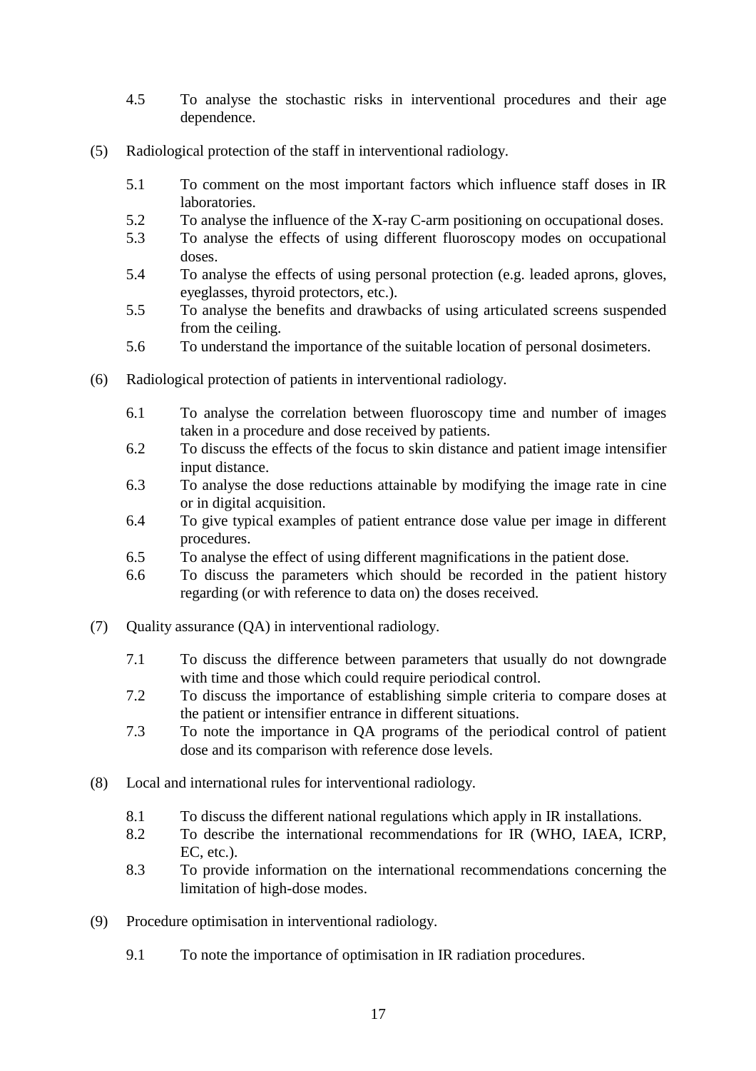4.5 To analyse the stochastic risks in interventional procedures and their age dependence.

(5) Radiological protection of the staff in interventional radiology.

5.1 To comment on the most important factors which influence staff doses in IR laboratories.
5.2 To analyse the influence of the X-ray C-arm positioning on occupational doses.
5.3 To analyse the effects of using different fluoroscopy modes on occupational doses.
5.4 To analyse the effects of using personal protection (e.g. leaded aprons, gloves, eyeglasses, thyroid protectors, etc.).
5.5 To analyse the benefits and drawbacks of using articulated screens suspended from the ceiling.
5.6 To understand the importance of the suitable location of personal dosimeters.

(6) Radiological protection of patients in interventional radiology.

6.1 To analyse the correlation between fluoroscopy time and number of images taken in a procedure and dose received by patients.
6.2 To discuss the effects of the focus to skin distance and patient image intensifier input distance.
6.3 To analyse the dose reductions attainable by modifying the image rate in cine or in digital acquisition.
6.4 To give typical examples of patient entrance dose value per image in different procedures.
6.5 To analyse the effect of using different magnifications in the patient dose.
6.6 To discuss the parameters which should be recorded in the patient history regarding (or with reference to data on) the doses received.

(7) Quality assurance (QA) in interventional radiology.

7.1 To discuss the difference between parameters that usually do not downgrade with time and those which could require periodical control.
7.2 To discuss the importance of establishing simple criteria to compare doses at the patient or intensifier entrance in different situations.
7.3 To note the importance in QA programs of the periodical control of patient dose and its comparison with reference dose levels.

(8) Local and international rules for interventional radiology.

8.1 To discuss the different national regulations which apply in IR installations.
8.2 To describe the international recommendations for IR (WHO, IAEA, ICRP, EC, etc.).
8.3 To provide information on the international recommendations concerning the limitation of high-dose modes.

(9) Procedure optimisation in interventional radiology.

9.1 To note the importance of optimisation in IR radiation procedures.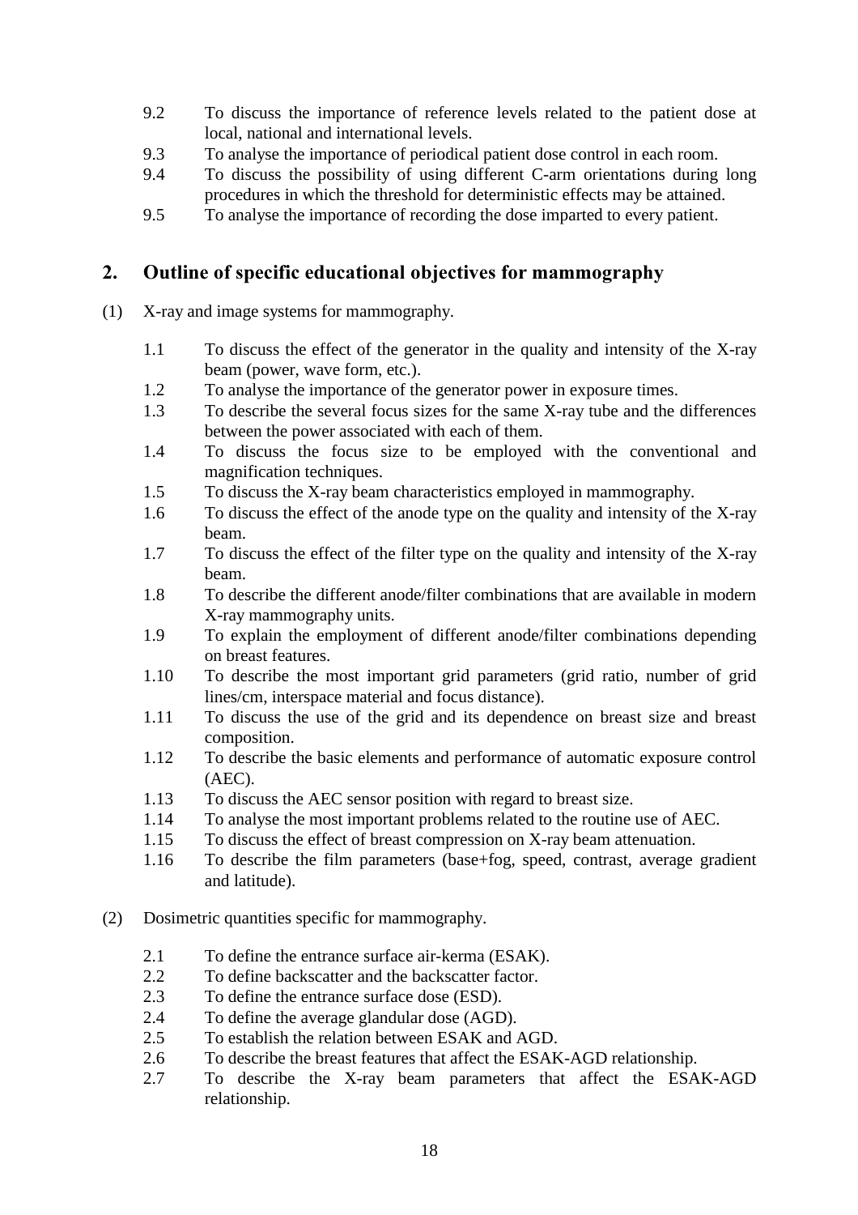9.2 To discuss the importance of reference levels related to the patient dose at local, national and international levels.

9.3 To analyse the importance of periodical patient dose control in each room.

9.4 To discuss the possibility of using different C-arm orientations during long procedures in which the threshold for deterministic effects may be attained.

9.5 To analyse the importance of recording the dose imparted to every patient.

## 2. Outline of specific educational objectives for mammography

(1) X-ray and image systems for mammography.

1.1 To discuss the effect of the generator in the quality and intensity of the X-ray beam (power, wave form, etc.).

1.2 To analyse the importance of the generator power in exposure times.

1.3 To describe the several focus sizes for the same X-ray tube and the differences between the power associated with each of them.

1.4 To discuss the focus size to be employed with the conventional and magnification techniques.

1.5 To discuss the X-ray beam characteristics employed in mammography.

1.6 To discuss the effect of the anode type on the quality and intensity of the X-ray beam.

1.7 To discuss the effect of the filter type on the quality and intensity of the X-ray beam.

1.8 To describe the different anode/filter combinations that are available in modern X-ray mammography units.

1.9 To explain the employment of different anode/filter combinations depending on breast features.

1.10 To describe the most important grid parameters (grid ratio, number of grid lines/cm, interspace material and focus distance).

1.11 To discuss the use of the grid and its dependence on breast size and breast composition.

1.12 To describe the basic elements and performance of automatic exposure control (AEC).

1.13 To discuss the AEC sensor position with regard to breast size.

1.14 To analyse the most important problems related to the routine use of AEC.

1.15 To discuss the effect of breast compression on X-ray beam attenuation.

1.16 To describe the film parameters (base+fog, speed, contrast, average gradient and latitude).

(2) Dosimetric quantities specific for mammography.

2.1 To define the entrance surface air-kerma (ESAK).

2.2 To define backscatter and the backscatter factor.

2.3 To define the entrance surface dose (ESD).

2.4 To define the average glandular dose (AGD).

2.5 To establish the relation between ESAK and AGD.

2.6 To describe the breast features that affect the ESAK-AGD relationship.

2.7 To describe the X-ray beam parameters that affect the ESAK-AGD relationship.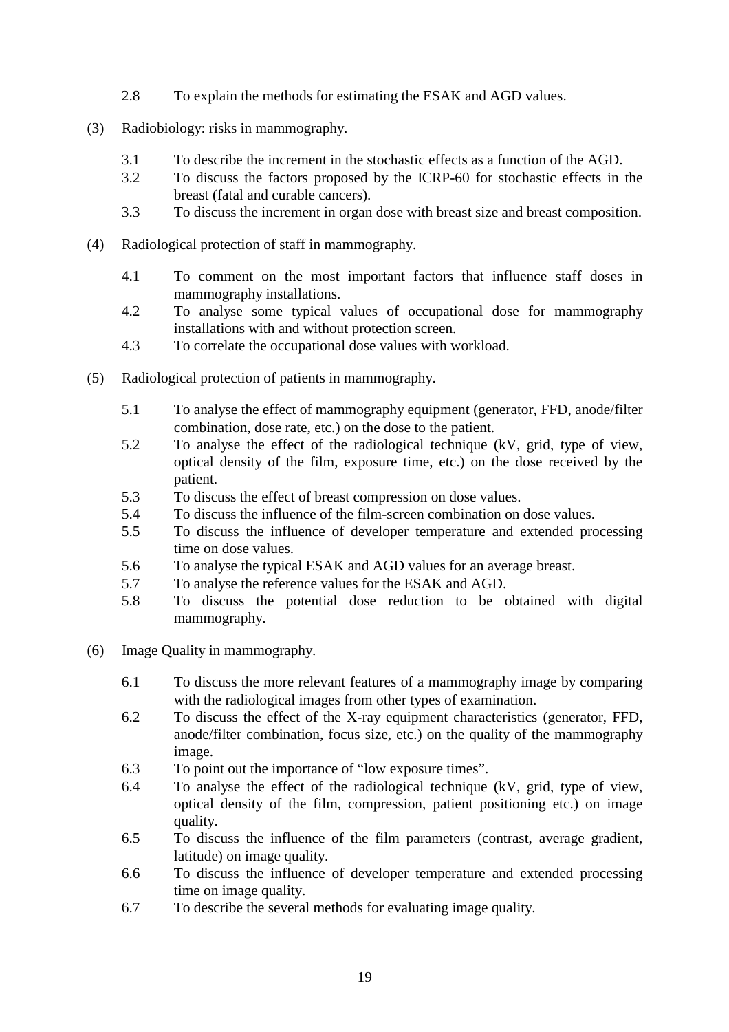2.8 To explain the methods for estimating the ESAK and AGD values.

(3) Radiobiology: risks in mammography.

3.1 To describe the increment in the stochastic effects as a function of the AGD.
3.2 To discuss the factors proposed by the ICRP-60 for stochastic effects in the breast (fatal and curable cancers).
3.3 To discuss the increment in organ dose with breast size and breast composition.

(4) Radiological protection of staff in mammography.

4.1 To comment on the most important factors that influence staff doses in mammography installations.
4.2 To analyse some typical values of occupational dose for mammography installations with and without protection screen.
4.3 To correlate the occupational dose values with workload.

(5) Radiological protection of patients in mammography.

5.1 To analyse the effect of mammography equipment (generator, FFD, anode/filter combination, dose rate, etc.) on the dose to the patient.
5.2 To analyse the effect of the radiological technique (kV, grid, type of view, optical density of the film, exposure time, etc.) on the dose received by the patient.
5.3 To discuss the effect of breast compression on dose values.
5.4 To discuss the influence of the film-screen combination on dose values.
5.5 To discuss the influence of developer temperature and extended processing time on dose values.
5.6 To analyse the typical ESAK and AGD values for an average breast.
5.7 To analyse the reference values for the ESAK and AGD.
5.8 To discuss the potential dose reduction to be obtained with digital mammography.

(6) Image Quality in mammography.

6.1 To discuss the more relevant features of a mammography image by comparing with the radiological images from other types of examination.
6.2 To discuss the effect of the X-ray equipment characteristics (generator, FFD, anode/filter combination, focus size, etc.) on the quality of the mammography image.
6.3 To point out the importance of "low exposure times".
6.4 To analyse the effect of the radiological technique (kV, grid, type of view, optical density of the film, compression, patient positioning etc.) on image quality.
6.5 To discuss the influence of the film parameters (contrast, average gradient, latitude) on image quality.
6.6 To discuss the influence of developer temperature and extended processing time on image quality.
6.7 To describe the several methods for evaluating image quality.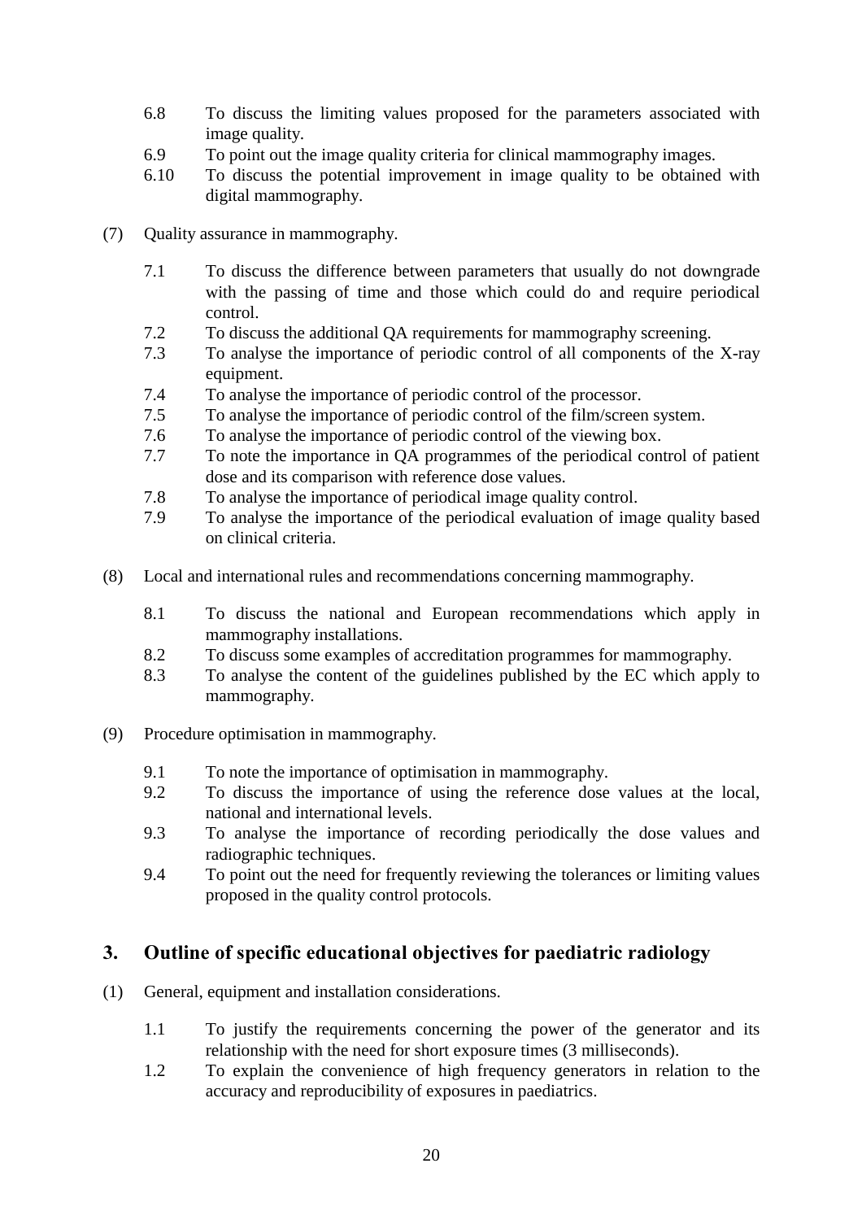6.8 To discuss the limiting values proposed for the parameters associated with image quality.

6.9 To point out the image quality criteria for clinical mammography images.

6.10 To discuss the potential improvement in image quality to be obtained with digital mammography.

(7) Quality assurance in mammography.

7.1 To discuss the difference between parameters that usually do not downgrade with the passing of time and those which could do and require periodical control.

7.2 To discuss the additional QA requirements for mammography screening.

7.3 To analyse the importance of periodic control of all components of the X-ray equipment.

7.4 To analyse the importance of periodic control of the processor.

7.5 To analyse the importance of periodic control of the film/screen system.

7.6 To analyse the importance of periodic control of the viewing box.

7.7 To note the importance in QA programmes of the periodical control of patient dose and its comparison with reference dose values.

7.8 To analyse the importance of periodical image quality control.

7.9 To analyse the importance of the periodical evaluation of image quality based on clinical criteria.

(8) Local and international rules and recommendations concerning mammography.

8.1 To discuss the national and European recommendations which apply in mammography installations.

8.2 To discuss some examples of accreditation programmes for mammography.

8.3 To analyse the content of the guidelines published by the EC which apply to mammography.

(9) Procedure optimisation in mammography.

9.1 To note the importance of optimisation in mammography.

9.2 To discuss the importance of using the reference dose values at the local, national and international levels.

9.3 To analyse the importance of recording periodically the dose values and radiographic techniques.

9.4 To point out the need for frequently reviewing the tolerances or limiting values proposed in the quality control protocols.

## 3. Outline of specific educational objectives for paediatric radiology

(1) General, equipment and installation considerations.

1.1 To justify the requirements concerning the power of the generator and its relationship with the need for short exposure times (3 milliseconds).

1.2 To explain the convenience of high frequency generators in relation to the accuracy and reproducibility of exposures in paediatrics.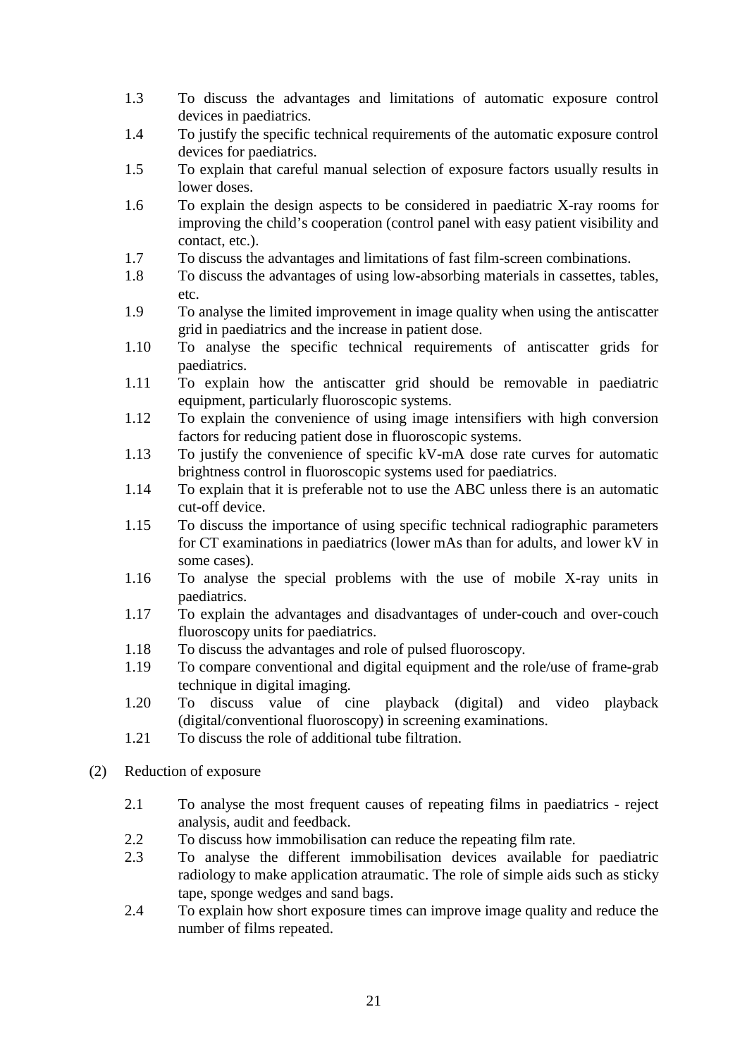1.3 To discuss the advantages and limitations of automatic exposure control devices in paediatrics.

1.4 To justify the specific technical requirements of the automatic exposure control devices for paediatrics.

1.5 To explain that careful manual selection of exposure factors usually results in lower doses.

1.6 To explain the design aspects to be considered in paediatric X-ray rooms for improving the child's cooperation (control panel with easy patient visibility and contact, etc.).

1.7 To discuss the advantages and limitations of fast film-screen combinations.

1.8 To discuss the advantages of using low-absorbing materials in cassettes, tables, etc.

1.9 To analyse the limited improvement in image quality when using the antiscatter grid in paediatrics and the increase in patient dose.

1.10 To analyse the specific technical requirements of antiscatter grids for paediatrics.

1.11 To explain how the antiscatter grid should be removable in paediatric equipment, particularly fluoroscopic systems.

1.12 To explain the convenience of using image intensifiers with high conversion factors for reducing patient dose in fluoroscopic systems.

1.13 To justify the convenience of specific kV-mA dose rate curves for automatic brightness control in fluoroscopic systems used for paediatrics.

1.14 To explain that it is preferable not to use the ABC unless there is an automatic cut-off device.

1.15 To discuss the importance of using specific technical radiographic parameters for CT examinations in paediatrics (lower mAs than for adults, and lower kV in some cases).

1.16 To analyse the special problems with the use of mobile X-ray units in paediatrics.

1.17 To explain the advantages and disadvantages of under-couch and over-couch fluoroscopy units for paediatrics.

1.18 To discuss the advantages and role of pulsed fluoroscopy.

1.19 To compare conventional and digital equipment and the role/use of frame-grab technique in digital imaging.

1.20 To discuss value of cine playback (digital) and video playback (digital/conventional fluoroscopy) in screening examinations.

1.21 To discuss the role of additional tube filtration.

(2) Reduction of exposure

2.1 To analyse the most frequent causes of repeating films in paediatrics - reject analysis, audit and feedback.

2.2 To discuss how immobilisation can reduce the repeating film rate.

2.3 To analyse the different immobilisation devices available for paediatric radiology to make application atraumatic. The role of simple aids such as sticky tape, sponge wedges and sand bags.

2.4 To explain how short exposure times can improve image quality and reduce the number of films repeated.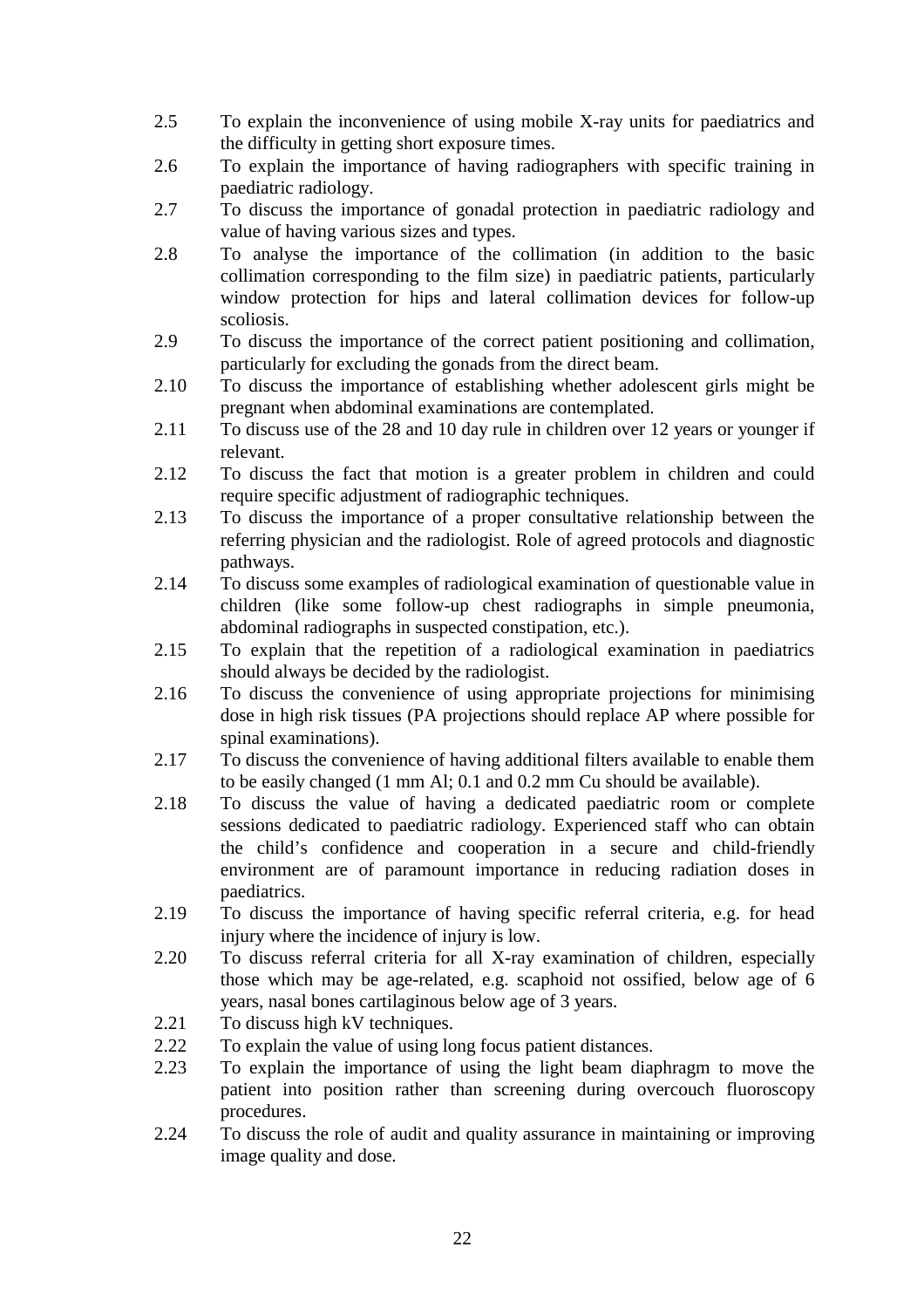2.5 To explain the inconvenience of using mobile X-ray units for paediatrics and the difficulty in getting short exposure times.

2.6 To explain the importance of having radiographers with specific training in paediatric radiology.

2.7 To discuss the importance of gonadal protection in paediatric radiology and value of having various sizes and types.

2.8 To analyse the importance of the collimation (in addition to the basic collimation corresponding to the film size) in paediatric patients, particularly window protection for hips and lateral collimation devices for follow-up scoliosis.

2.9 To discuss the importance of the correct patient positioning and collimation, particularly for excluding the gonads from the direct beam.

2.10 To discuss the importance of establishing whether adolescent girls might be pregnant when abdominal examinations are contemplated.

2.11 To discuss use of the 28 and 10 day rule in children over 12 years or younger if relevant.

2.12 To discuss the fact that motion is a greater problem in children and could require specific adjustment of radiographic techniques.

2.13 To discuss the importance of a proper consultative relationship between the referring physician and the radiologist. Role of agreed protocols and diagnostic pathways.

2.14 To discuss some examples of radiological examination of questionable value in children (like some follow-up chest radiographs in simple pneumonia, abdominal radiographs in suspected constipation, etc.).

2.15 To explain that the repetition of a radiological examination in paediatrics should always be decided by the radiologist.

2.16 To discuss the convenience of using appropriate projections for minimising dose in high risk tissues (PA projections should replace AP where possible for spinal examinations).

2.17 To discuss the convenience of having additional filters available to enable them to be easily changed (1 mm Al; 0.1 and 0.2 mm Cu should be available).

2.18 To discuss the value of having a dedicated paediatric room or complete sessions dedicated to paediatric radiology. Experienced staff who can obtain the child's confidence and cooperation in a secure and child-friendly environment are of paramount importance in reducing radiation doses in paediatrics.

2.19 To discuss the importance of having specific referral criteria, e.g. for head injury where the incidence of injury is low.

2.20 To discuss referral criteria for all X-ray examination of children, especially those which may be age-related, e.g. scaphoid not ossified, below age of 6 years, nasal bones cartilaginous below age of 3 years.

2.21 To discuss high kV techniques.

2.22 To explain the value of using long focus patient distances.

2.23 To explain the importance of using the light beam diaphragm to move the patient into position rather than screening during overcouch fluoroscopy procedures.

2.24 To discuss the role of audit and quality assurance in maintaining or improving image quality and dose.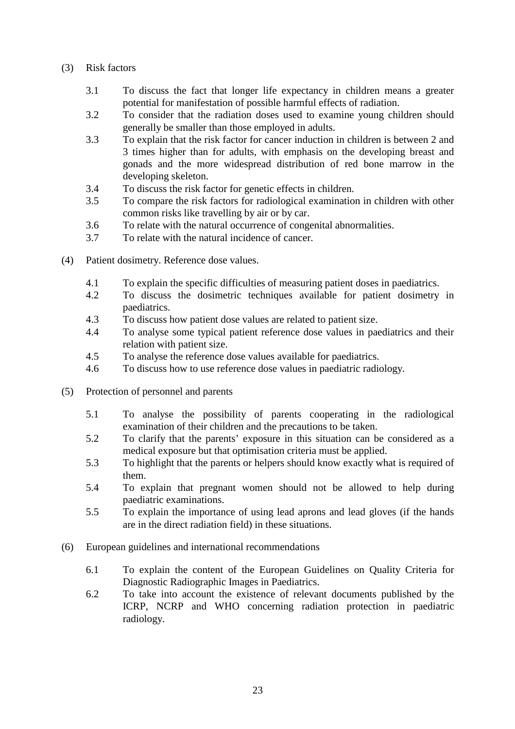(3) Risk factors

- 3.1 To discuss the fact that longer life expectancy in children means a greater potential for manifestation of possible harmful effects of radiation.
- 3.2 To consider that the radiation doses used to examine young children should generally be smaller than those employed in adults.
- 3.3 To explain that the risk factor for cancer induction in children is between 2 and 3 times higher than for adults, with emphasis on the developing breast and gonads and the more widespread distribution of red bone marrow in the developing skeleton.
- 3.4 To discuss the risk factor for genetic effects in children.
- 3.5 To compare the risk factors for radiological examination in children with other common risks like travelling by air or by car.
- 3.6 To relate with the natural occurrence of congenital abnormalities.
- 3.7 To relate with the natural incidence of cancer.

(4) Patient dosimetry. Reference dose values.

- 4.1 To explain the specific difficulties of measuring patient doses in paediatrics.
- 4.2 To discuss the dosimetric techniques available for patient dosimetry in paediatrics.
- 4.3 To discuss how patient dose values are related to patient size.
- 4.4 To analyse some typical patient reference dose values in paediatrics and their relation with patient size.
- 4.5 To analyse the reference dose values available for paediatrics.
- 4.6 To discuss how to use reference dose values in paediatric radiology.

(5) Protection of personnel and parents

- 5.1 To analyse the possibility of parents cooperating in the radiological examination of their children and the precautions to be taken.
- 5.2 To clarify that the parents' exposure in this situation can be considered as a medical exposure but that optimisation criteria must be applied.
- 5.3 To highlight that the parents or helpers should know exactly what is required of them.
- 5.4 To explain that pregnant women should not be allowed to help during paediatric examinations.
- 5.5 To explain the importance of using lead aprons and lead gloves (if the hands are in the direct radiation field) in these situations.

(6) European guidelines and international recommendations

- 6.1 To explain the content of the European Guidelines on Quality Criteria for Diagnostic Radiographic Images in Paediatrics.
- 6.2 To take into account the existence of relevant documents published by the ICRP, NCRP and WHO concerning radiation protection in paediatric radiology.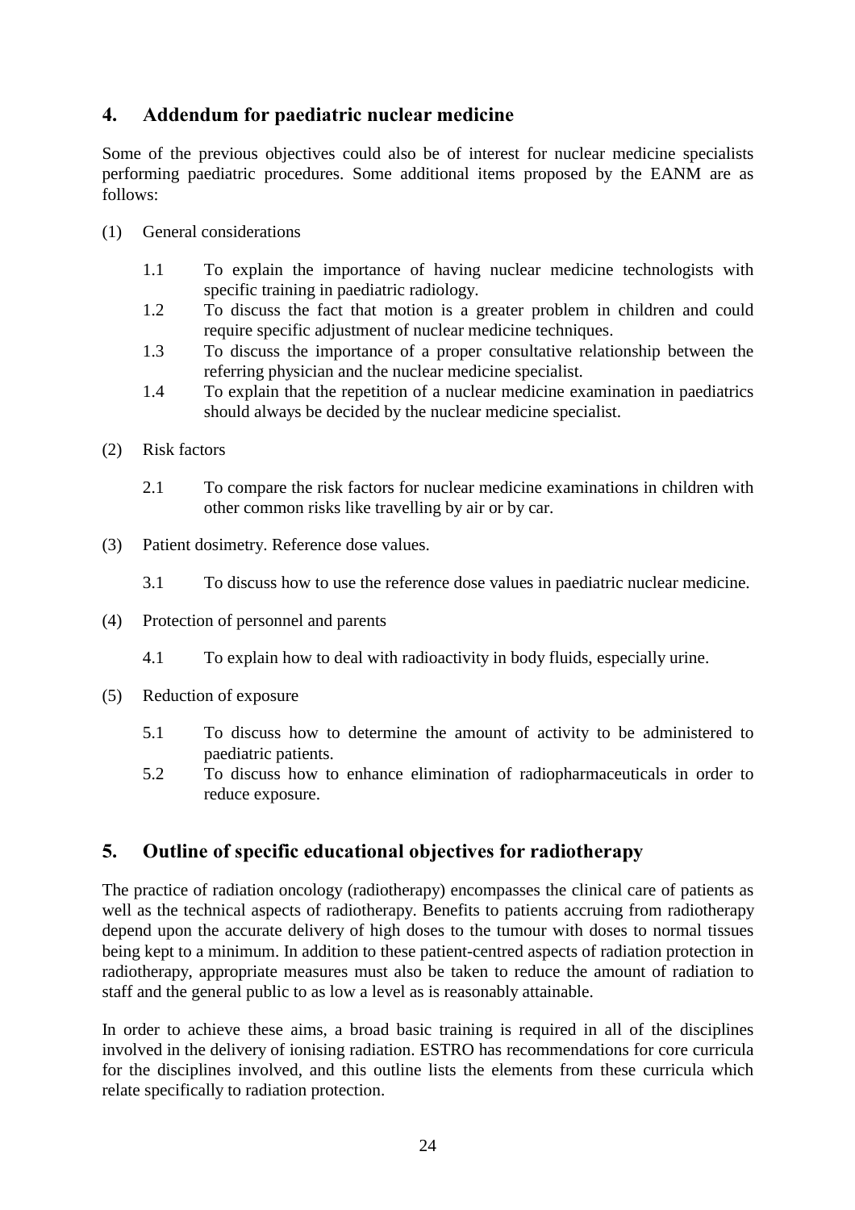## 4. Addendum for paediatric nuclear medicine

Some of the previous objectives could also be of interest for nuclear medicine specialists performing paediatric procedures. Some additional items proposed by the EANM are as follows:

(1) General considerations

- 1.1 To explain the importance of having nuclear medicine technologists with specific training in paediatric radiology.
- 1.2 To discuss the fact that motion is a greater problem in children and could require specific adjustment of nuclear medicine techniques.
- 1.3 To discuss the importance of a proper consultative relationship between the referring physician and the nuclear medicine specialist.
- 1.4 To explain that the repetition of a nuclear medicine examination in paediatrics should always be decided by the nuclear medicine specialist.

(2) Risk factors

- 2.1 To compare the risk factors for nuclear medicine examinations in children with other common risks like travelling by air or by car.

(3) Patient dosimetry. Reference dose values.

- 3.1 To discuss how to use the reference dose values in paediatric nuclear medicine.

(4) Protection of personnel and parents

- 4.1 To explain how to deal with radioactivity in body fluids, especially urine.

(5) Reduction of exposure

- 5.1 To discuss how to determine the amount of activity to be administered to paediatric patients.
- 5.2 To discuss how to enhance elimination of radiopharmaceuticals in order to reduce exposure.

## 5. Outline of specific educational objectives for radiotherapy

The practice of radiation oncology (radiotherapy) encompasses the clinical care of patients as well as the technical aspects of radiotherapy. Benefits to patients accruing from radiotherapy depend upon the accurate delivery of high doses to the tumour with doses to normal tissues being kept to a minimum. In addition to these patient-centred aspects of radiation protection in radiotherapy, appropriate measures must also be taken to reduce the amount of radiation to staff and the general public to as low a level as is reasonably attainable.

In order to achieve these aims, a broad basic training is required in all of the disciplines involved in the delivery of ionising radiation. ESTRO has recommendations for core curricula for the disciplines involved, and this outline lists the elements from these curricula which relate specifically to radiation protection.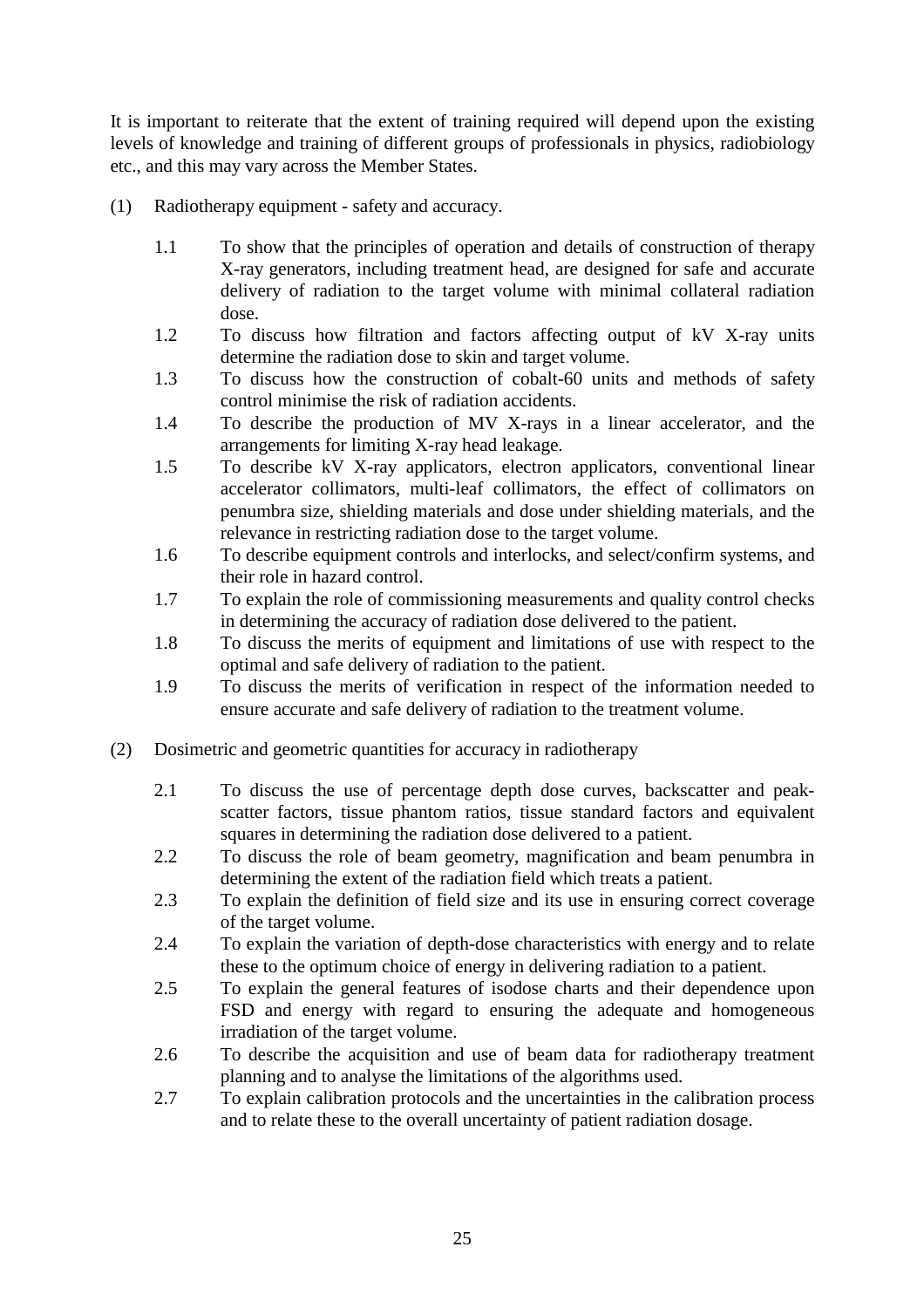It is important to reiterate that the extent of training required will depend upon the existing levels of knowledge and training of different groups of professionals in physics, radiobiology etc., and this may vary across the Member States.

(1) Radiotherapy equipment - safety and accuracy.

- 1.1 To show that the principles of operation and details of construction of therapy X-ray generators, including treatment head, are designed for safe and accurate delivery of radiation to the target volume with minimal collateral radiation dose.
- 1.2 To discuss how filtration and factors affecting output of kV X-ray units determine the radiation dose to skin and target volume.
- 1.3 To discuss how the construction of cobalt-60 units and methods of safety control minimise the risk of radiation accidents.
- 1.4 To describe the production of MV X-rays in a linear accelerator, and the arrangements for limiting X-ray head leakage.
- 1.5 To describe kV X-ray applicators, electron applicators, conventional linear accelerator collimators, multi-leaf collimators, the effect of collimators on penumbra size, shielding materials and dose under shielding materials, and the relevance in restricting radiation dose to the target volume.
- 1.6 To describe equipment controls and interlocks, and select/confirm systems, and their role in hazard control.
- 1.7 To explain the role of commissioning measurements and quality control checks in determining the accuracy of radiation dose delivered to the patient.
- 1.8 To discuss the merits of equipment and limitations of use with respect to the optimal and safe delivery of radiation to the patient.
- 1.9 To discuss the merits of verification in respect of the information needed to ensure accurate and safe delivery of radiation to the treatment volume.

(2) Dosimetric and geometric quantities for accuracy in radiotherapy

- 2.1 To discuss the use of percentage depth dose curves, backscatter and peak-scatter factors, tissue phantom ratios, tissue standard factors and equivalent squares in determining the radiation dose delivered to a patient.
- 2.2 To discuss the role of beam geometry, magnification and beam penumbra in determining the extent of the radiation field which treats a patient.
- 2.3 To explain the definition of field size and its use in ensuring correct coverage of the target volume.
- 2.4 To explain the variation of depth-dose characteristics with energy and to relate these to the optimum choice of energy in delivering radiation to a patient.
- 2.5 To explain the general features of isodose charts and their dependence upon FSD and energy with regard to ensuring the adequate and homogeneous irradiation of the target volume.
- 2.6 To describe the acquisition and use of beam data for radiotherapy treatment planning and to analyse the limitations of the algorithms used.
- 2.7 To explain calibration protocols and the uncertainties in the calibration process and to relate these to the overall uncertainty of patient radiation dosage.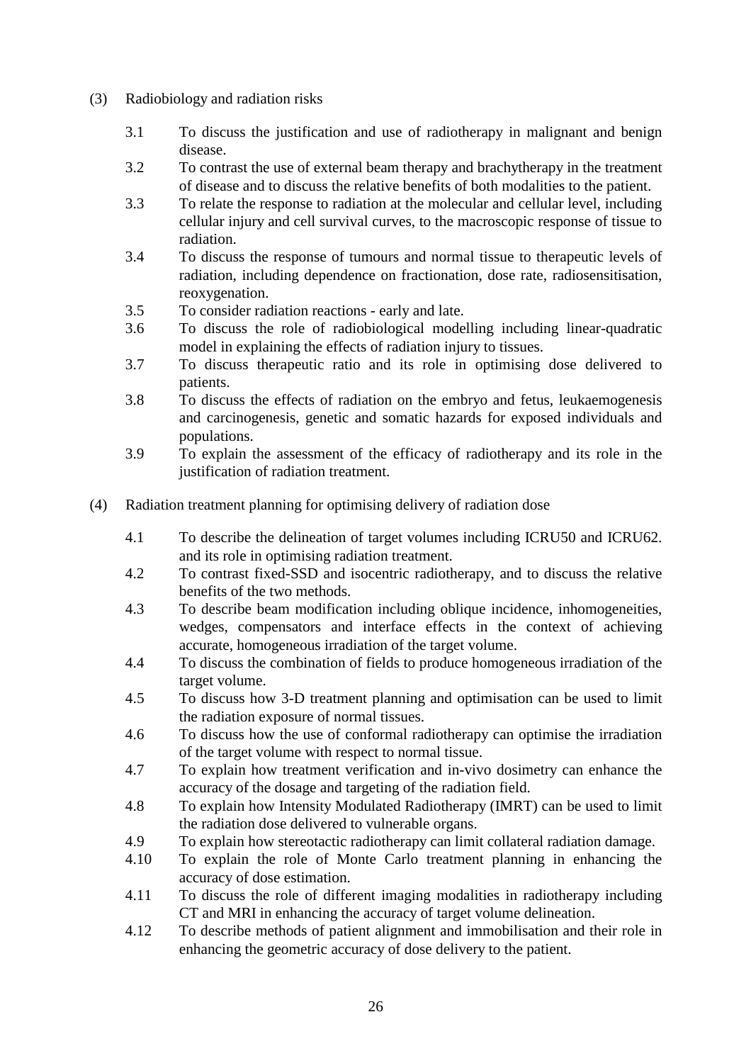(3) Radiobiology and radiation risks

3.1 To discuss the justification and use of radiotherapy in malignant and benign disease.

3.2 To contrast the use of external beam therapy and brachytherapy in the treatment of disease and to discuss the relative benefits of both modalities to the patient.

3.3 To relate the response to radiation at the molecular and cellular level, including cellular injury and cell survival curves, to the macroscopic response of tissue to radiation.

3.4 To discuss the response of tumours and normal tissue to therapeutic levels of radiation, including dependence on fractionation, dose rate, radiosensitisation, reoxygenation.

3.5 To consider radiation reactions - early and late.

3.6 To discuss the role of radiobiological modelling including linear-quadratic model in explaining the effects of radiation injury to tissues.

3.7 To discuss therapeutic ratio and its role in optimising dose delivered to patients.

3.8 To discuss the effects of radiation on the embryo and fetus, leukaemogenesis and carcinogenesis, genetic and somatic hazards for exposed individuals and populations.

3.9 To explain the assessment of the efficacy of radiotherapy and its role in the justification of radiation treatment.

(4) Radiation treatment planning for optimising delivery of radiation dose

4.1 To describe the delineation of target volumes including ICRU50 and ICRU62. and its role in optimising radiation treatment.

4.2 To contrast fixed-SSD and isocentric radiotherapy, and to discuss the relative benefits of the two methods.

4.3 To describe beam modification including oblique incidence, inhomogeneities, wedges, compensators and interface effects in the context of achieving accurate, homogeneous irradiation of the target volume.

4.4 To discuss the combination of fields to produce homogeneous irradiation of the target volume.

4.5 To discuss how 3-D treatment planning and optimisation can be used to limit the radiation exposure of normal tissues.

4.6 To discuss how the use of conformal radiotherapy can optimise the irradiation of the target volume with respect to normal tissue.

4.7 To explain how treatment verification and in-vivo dosimetry can enhance the accuracy of the dosage and targeting of the radiation field.

4.8 To explain how Intensity Modulated Radiotherapy (IMRT) can be used to limit the radiation dose delivered to vulnerable organs.

4.9 To explain how stereotactic radiotherapy can limit collateral radiation damage.

4.10 To explain the role of Monte Carlo treatment planning in enhancing the accuracy of dose estimation.

4.11 To discuss the role of different imaging modalities in radiotherapy including CT and MRI in enhancing the accuracy of target volume delineation.

4.12 To describe methods of patient alignment and immobilisation and their role in enhancing the geometric accuracy of dose delivery to the patient.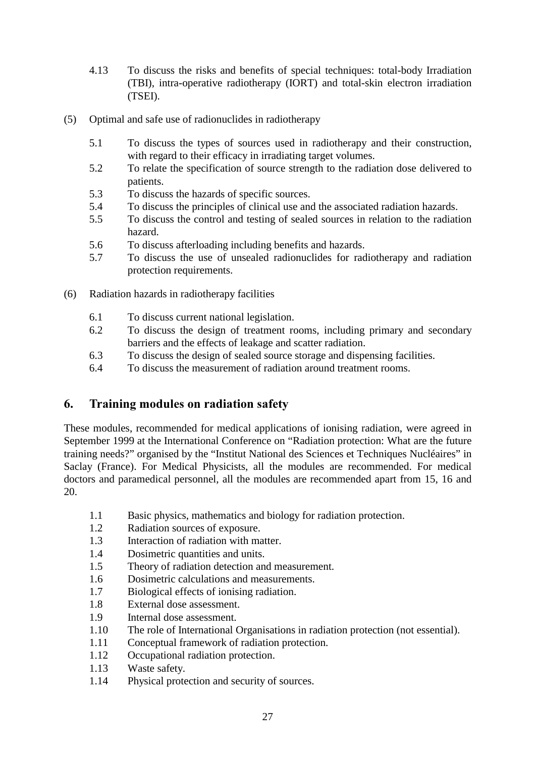4.13 To discuss the risks and benefits of special techniques: total-body Irradiation (TBI), intra-operative radiotherapy (IORT) and total-skin electron irradiation (TSEI).

(5) Optimal and safe use of radionuclides in radiotherapy

5.1 To discuss the types of sources used in radiotherapy and their construction, with regard to their efficacy in irradiating target volumes.
5.2 To relate the specification of source strength to the radiation dose delivered to patients.
5.3 To discuss the hazards of specific sources.
5.4 To discuss the principles of clinical use and the associated radiation hazards.
5.5 To discuss the control and testing of sealed sources in relation to the radiation hazard.
5.6 To discuss afterloading including benefits and hazards.
5.7 To discuss the use of unsealed radionuclides for radiotherapy and radiation protection requirements.

(6) Radiation hazards in radiotherapy facilities

6.1 To discuss current national legislation.
6.2 To discuss the design of treatment rooms, including primary and secondary barriers and the effects of leakage and scatter radiation.
6.3 To discuss the design of sealed source storage and dispensing facilities.
6.4 To discuss the measurement of radiation around treatment rooms.

## 6. Training modules on radiation safety

These modules, recommended for medical applications of ionising radiation, were agreed in September 1999 at the International Conference on "Radiation protection: What are the future training needs?" organised by the "Institut National des Sciences et Techniques Nucléaires" in Saclay (France). For Medical Physicists, all the modules are recommended. For medical doctors and paramedical personnel, all the modules are recommended apart from 15, 16 and 20.

1.1 Basic physics, mathematics and biology for radiation protection.
1.2 Radiation sources of exposure.
1.3 Interaction of radiation with matter.
1.4 Dosimetric quantities and units.
1.5 Theory of radiation detection and measurement.
1.6 Dosimetric calculations and measurements.
1.7 Biological effects of ionising radiation.
1.8 External dose assessment.
1.9 Internal dose assessment.
1.10 The role of International Organisations in radiation protection (not essential).
1.11 Conceptual framework of radiation protection.
1.12 Occupational radiation protection.
1.13 Waste safety.
1.14 Physical protection and security of sources.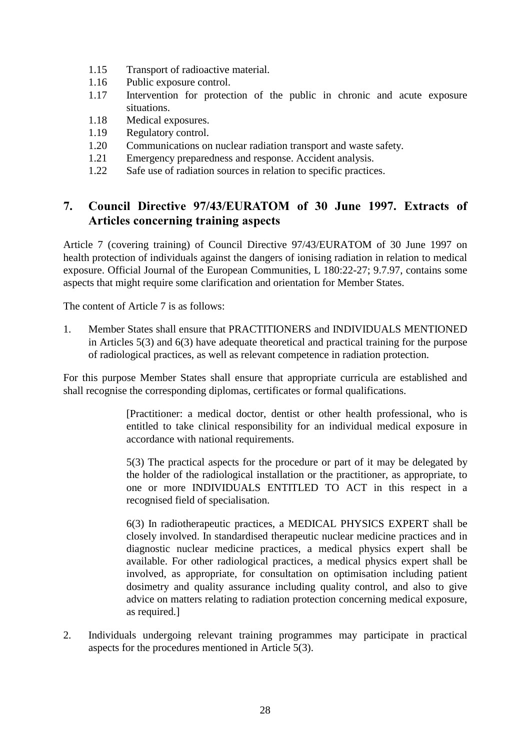1.15 Transport of radioactive material.
1.16 Public exposure control.
1.17 Intervention for protection of the public in chronic and acute exposure situations.
1.18 Medical exposures.
1.19 Regulatory control.
1.20 Communications on nuclear radiation transport and waste safety.
1.21 Emergency preparedness and response. Accident analysis.
1.22 Safe use of radiation sources in relation to specific practices.

## 7. Council Directive 97/43/EURATOM of 30 June 1997. Extracts of Articles concerning training aspects

Article 7 (covering training) of Council Directive 97/43/EURATOM of 30 June 1997 on health protection of individuals against the dangers of ionising radiation in relation to medical exposure. Official Journal of the European Communities, L 180:22-27; 9.7.97, contains some aspects that might require some clarification and orientation for Member States.

The content of Article 7 is as follows:

1. Member States shall ensure that PRACTITIONERS and INDIVIDUALS MENTIONED in Articles 5(3) and 6(3) have adequate theoretical and practical training for the purpose of radiological practices, as well as relevant competence in radiation protection.

For this purpose Member States shall ensure that appropriate curricula are established and shall recognise the corresponding diplomas, certificates or formal qualifications.

> [Practitioner: a medical doctor, dentist or other health professional, who is entitled to take clinical responsibility for an individual medical exposure in accordance with national requirements.
>
> 5(3) The practical aspects for the procedure or part of it may be delegated by the holder of the radiological installation or the practitioner, as appropriate, to one or more INDIVIDUALS ENTITLED TO ACT in this respect in a recognised field of specialisation.
>
> 6(3) In radiotherapeutic practices, a MEDICAL PHYSICS EXPERT shall be closely involved. In standardised therapeutic nuclear medicine practices and in diagnostic nuclear medicine practices, a medical physics expert shall be available. For other radiological practices, a medical physics expert shall be involved, as appropriate, for consultation on optimisation including patient dosimetry and quality assurance including quality control, and also to give advice on matters relating to radiation protection concerning medical exposure, as required.]

2. Individuals undergoing relevant training programmes may participate in practical aspects for the procedures mentioned in Article 5(3).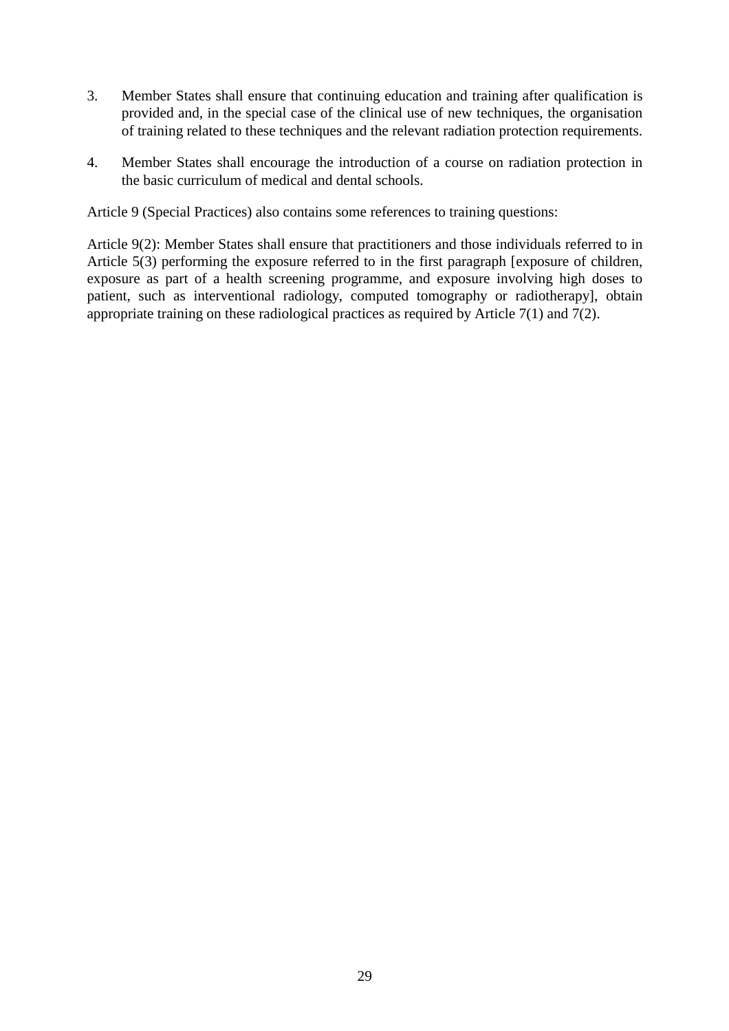3. Member States shall ensure that continuing education and training after qualification is provided and, in the special case of the clinical use of new techniques, the organisation of training related to these techniques and the relevant radiation protection requirements.

4. Member States shall encourage the introduction of a course on radiation protection in the basic curriculum of medical and dental schools.

Article 9 (Special Practices) also contains some references to training questions:

Article 9(2): Member States shall ensure that practitioners and those individuals referred to in Article 5(3) performing the exposure referred to in the first paragraph [exposure of children, exposure as part of a health screening programme, and exposure involving high doses to patient, such as interventional radiology, computed tomography or radiotherapy], obtain appropriate training on these radiological practices as required by Article 7(1) and 7(2).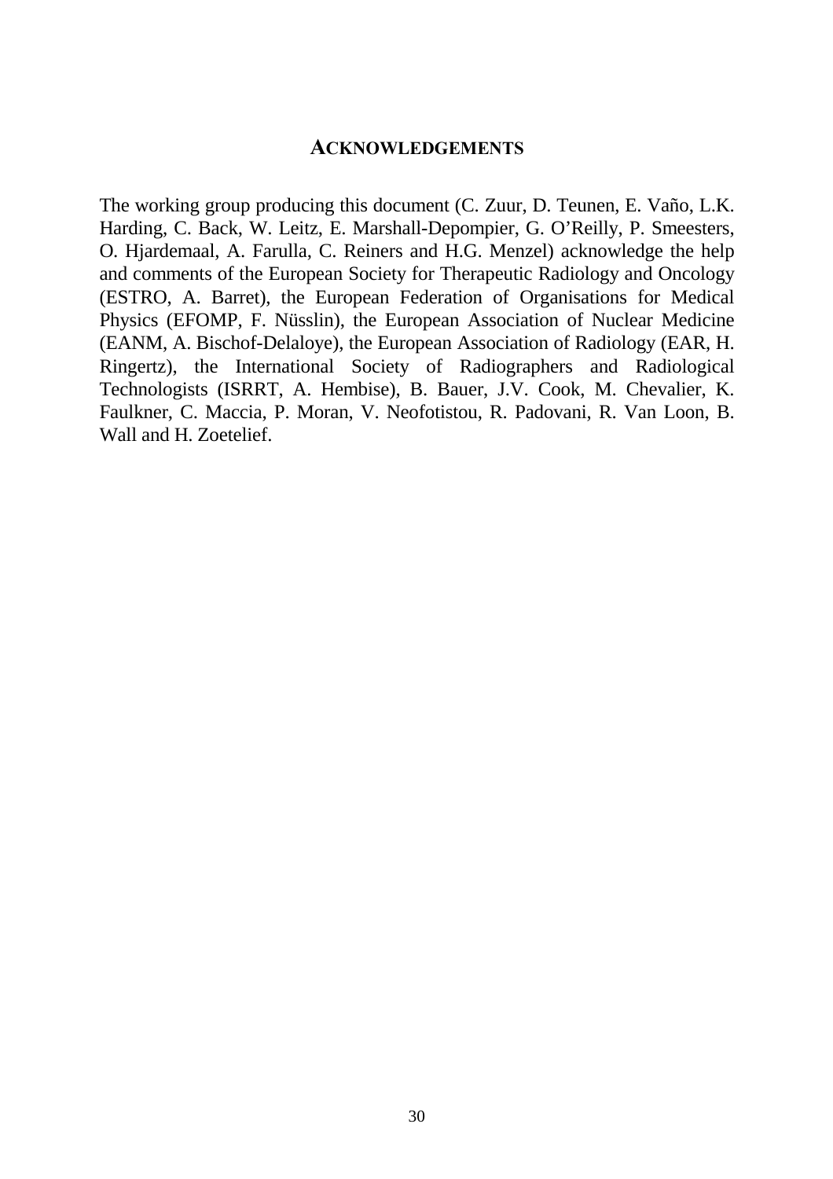## ACKNOWLEDGEMENTS

The working group producing this document (C. Zuur, D. Teunen, E. Vaño, L.K. Harding, C. Back, W. Leitz, E. Marshall-Depompier, G. O'Reilly, P. Smeesters, O. Hjardemaal, A. Farulla, C. Reiners and H.G. Menzel) acknowledge the help and comments of the European Society for Therapeutic Radiology and Oncology (ESTRO, A. Barret), the European Federation of Organisations for Medical Physics (EFOMP, F. Nüsslin), the European Association of Nuclear Medicine (EANM, A. Bischof-Delaloye), the European Association of Radiology (EAR, H. Ringertz), the International Society of Radiographers and Radiological Technologists (ISRRT, A. Hembise), B. Bauer, J.V. Cook, M. Chevalier, K. Faulkner, C. Maccia, P. Moran, V. Neofotistou, R. Padovani, R. Van Loon, B. Wall and H. Zoetelief.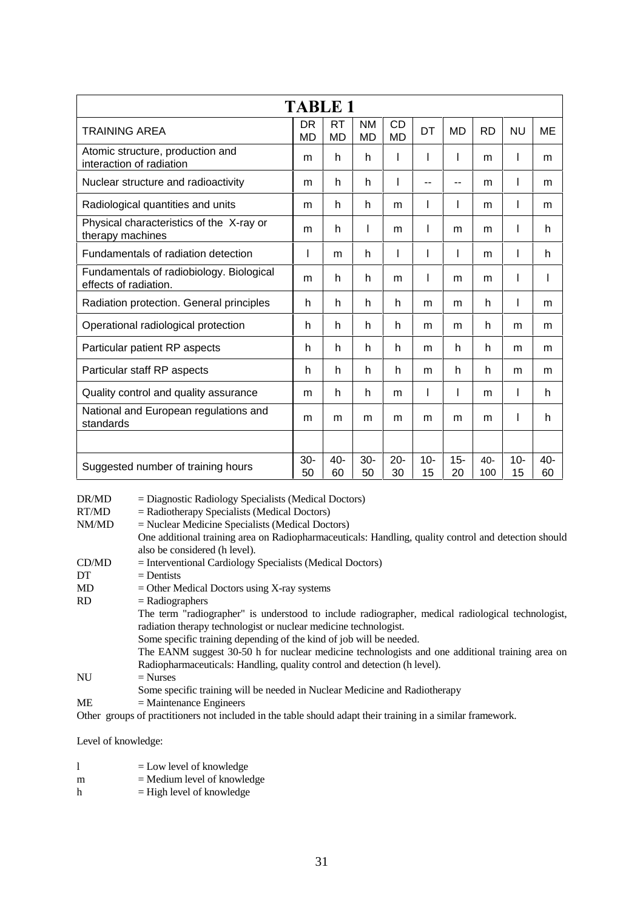**TABLE 1**

| TRAINING AREA | DR MD | RT MD | NM MD | CD MD | DT | MD | RD | NU | ME |
|---|---|---|---|---|---|---|---|---|---|
| Atomic structure, production and interaction of radiation | m | h | h | l | l | l | m | l | m |
| Nuclear structure and radioactivity | m | h | h | l | -- | -- | m | l | m |
| Radiological quantities and units | m | h | h | m | l | l | m | l | m |
| Physical characteristics of the X-ray or therapy machines | m | h | l | m | l | m | m | l | h |
| Fundamentals of radiation detection | l | m | h | l | l | l | m | l | h |
| Fundamentals of radiobiology. Biological effects of radiation. | m | h | h | m | l | m | m | l | l |
| Radiation protection. General principles | h | h | h | h | m | m | h | l | m |
| Operational radiological protection | h | h | h | h | m | m | h | m | m |
| Particular patient RP aspects | h | h | h | h | m | h | h | m | m |
| Particular staff RP aspects | h | h | h | h | m | h | h | m | m |
| Quality control and quality assurance | m | h | h | m | l | l | m | l | h |
| National and European regulations and standards | m | m | m | m | m | m | m | l | h |
| | | | | | | | | | |
| Suggested number of training hours | 30-50 | 40-60 | 30-50 | 20-30 | 10-15 | 15-20 | 40-100 | 10-15 | 40-60 |

DR/MD = Diagnostic Radiology Specialists (Medical Doctors)
RT/MD = Radiotherapy Specialists (Medical Doctors)
NM/MD = Nuclear Medicine Specialists (Medical Doctors)
One additional training area on Radiopharmaceuticals: Handling, quality control and detection should also be considered (h level).
CD/MD = Interventional Cardiology Specialists (Medical Doctors)
DT = Dentists
MD = Other Medical Doctors using X-ray systems
RD = Radiographers
The term "radiographer" is understood to include radiographer, medical radiological technologist, radiation therapy technologist or nuclear medicine technologist.
Some specific training depending of the kind of job will be needed.
The EANM suggest 30-50 h for nuclear medicine technologists and one additional training area on Radiopharmaceuticals: Handling, quality control and detection (h level).
NU = Nurses
Some specific training will be needed in Nuclear Medicine and Radiotherapy
ME = Maintenance Engineers
Other groups of practitioners not included in the table should adapt their training in a similar framework.

Level of knowledge:

l = Low level of knowledge
m = Medium level of knowledge
h = High level of knowledge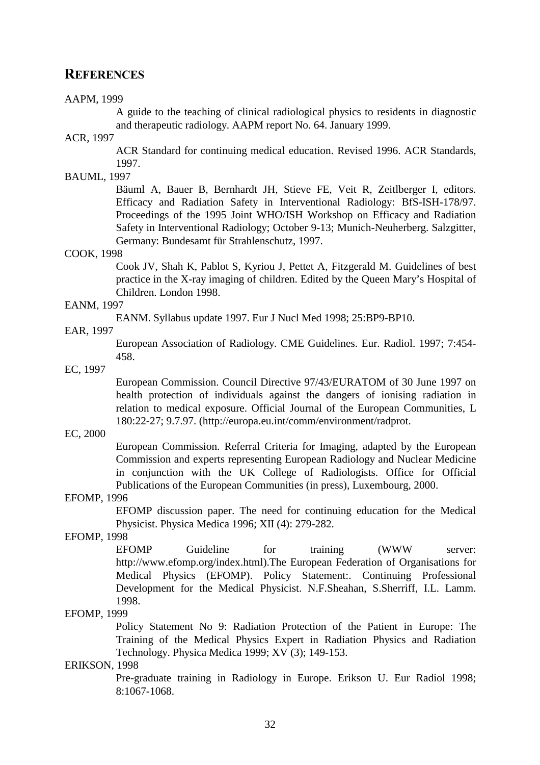## REFERENCES

AAPM, 1999

A guide to the teaching of clinical radiological physics to residents in diagnostic and therapeutic radiology. AAPM report No. 64. January 1999.

ACR, 1997

ACR Standard for continuing medical education. Revised 1996. ACR Standards, 1997.

BAUML, 1997

Bäuml A, Bauer B, Bernhardt JH, Stieve FE, Veit R, Zeitlberger I, editors. Efficacy and Radiation Safety in Interventional Radiology: BfS-ISH-178/97. Proceedings of the 1995 Joint WHO/ISH Workshop on Efficacy and Radiation Safety in Interventional Radiology; October 9-13; Munich-Neuherberg. Salzgitter, Germany: Bundesamt für Strahlenschutz, 1997.

COOK, 1998

Cook JV, Shah K, Pablot S, Kyriou J, Pettet A, Fitzgerald M. Guidelines of best practice in the X-ray imaging of children. Edited by the Queen Mary's Hospital of Children. London 1998.

EANM, 1997

EANM. Syllabus update 1997. Eur J Nucl Med 1998; 25:BP9-BP10.

EAR, 1997

European Association of Radiology. CME Guidelines. Eur. Radiol. 1997; 7:454-458.

EC, 1997

European Commission. Council Directive 97/43/EURATOM of 30 June 1997 on health protection of individuals against the dangers of ionising radiation in relation to medical exposure. Official Journal of the European Communities, L 180:22-27; 9.7.97. (http://europa.eu.int/comm/environment/radprot.

EC, 2000

European Commission. Referral Criteria for Imaging, adapted by the European Commission and experts representing European Radiology and Nuclear Medicine in conjunction with the UK College of Radiologists. Office for Official Publications of the European Communities (in press), Luxembourg, 2000.

EFOMP, 1996

EFOMP discussion paper. The need for continuing education for the Medical Physicist. Physica Medica 1996; XII (4): 279-282.

EFOMP, 1998

EFOMP Guideline for training (WWW server: http://www.efomp.org/index.html).The European Federation of Organisations for Medical Physics (EFOMP). Policy Statement:. Continuing Professional Development for the Medical Physicist. N.F.Sheahan, S.Sherriff, I.L. Lamm. 1998.

EFOMP, 1999

Policy Statement No 9: Radiation Protection of the Patient in Europe: The Training of the Medical Physics Expert in Radiation Physics and Radiation Technology. Physica Medica 1999; XV (3); 149-153.

ERIKSON, 1998

Pre-graduate training in Radiology in Europe. Erikson U. Eur Radiol 1998; 8:1067-1068.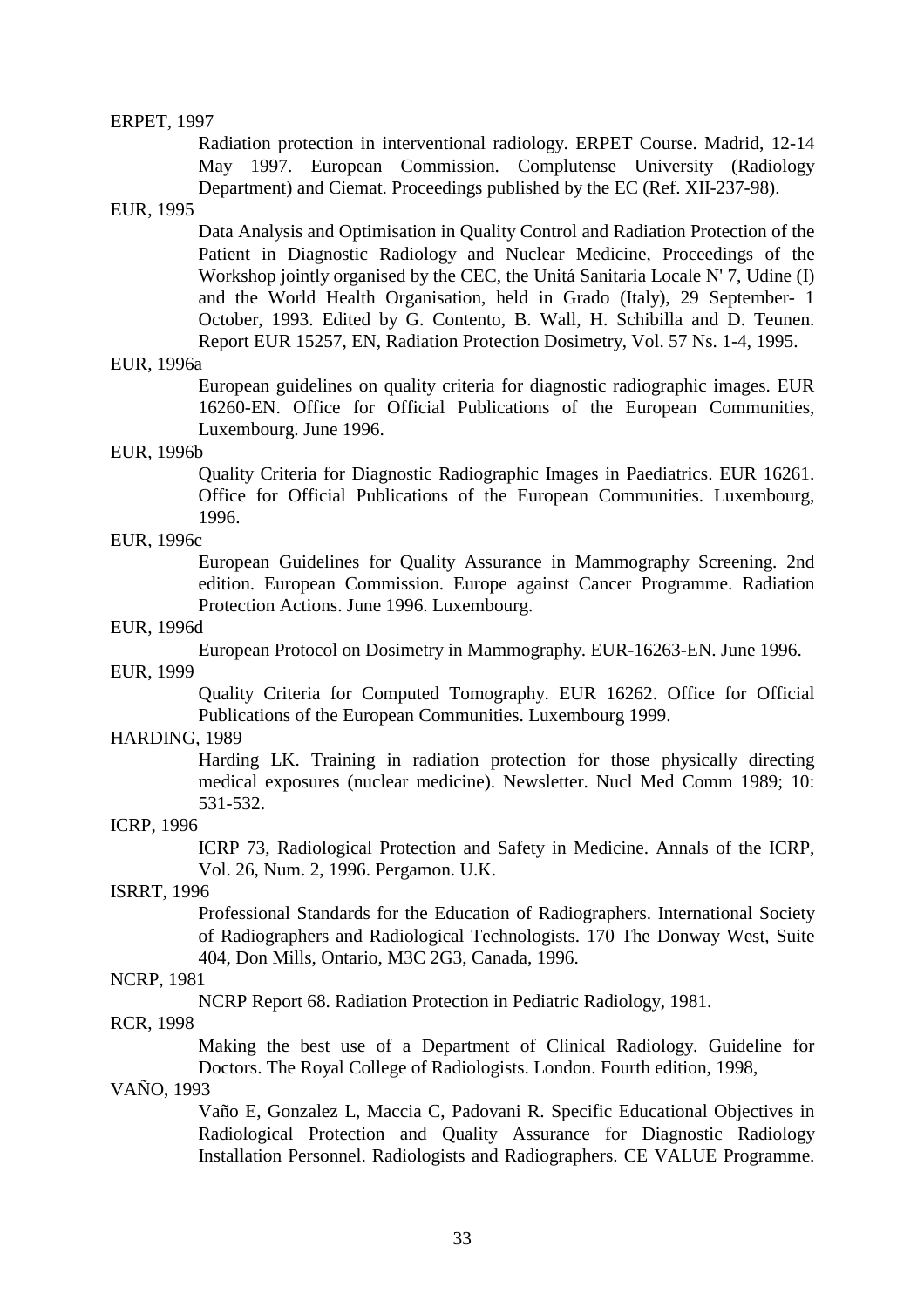ERPET, 1997

Radiation protection in interventional radiology. ERPET Course. Madrid, 12-14 May 1997. European Commission. Complutense University (Radiology Department) and Ciemat. Proceedings published by the EC (Ref. XII-237-98).

EUR, 1995

Data Analysis and Optimisation in Quality Control and Radiation Protection of the Patient in Diagnostic Radiology and Nuclear Medicine, Proceedings of the Workshop jointly organised by the CEC, the Unitá Sanitaria Locale N' 7, Udine (I) and the World Health Organisation, held in Grado (Italy), 29 September- 1 October, 1993. Edited by G. Contento, B. Wall, H. Schibilla and D. Teunen. Report EUR 15257, EN, Radiation Protection Dosimetry, Vol. 57 Ns. 1-4, 1995.

EUR, 1996a

European guidelines on quality criteria for diagnostic radiographic images. EUR 16260-EN. Office for Official Publications of the European Communities, Luxembourg. June 1996.

EUR, 1996b

Quality Criteria for Diagnostic Radiographic Images in Paediatrics. EUR 16261. Office for Official Publications of the European Communities. Luxembourg, 1996.

EUR, 1996c

European Guidelines for Quality Assurance in Mammography Screening. 2nd edition. European Commission. Europe against Cancer Programme. Radiation Protection Actions. June 1996. Luxembourg.

EUR, 1996d

European Protocol on Dosimetry in Mammography. EUR-16263-EN. June 1996.

EUR, 1999

Quality Criteria for Computed Tomography. EUR 16262. Office for Official Publications of the European Communities. Luxembourg 1999.

HARDING, 1989

Harding LK. Training in radiation protection for those physically directing medical exposures (nuclear medicine). Newsletter. Nucl Med Comm 1989; 10: 531-532.

ICRP, 1996

ICRP 73, Radiological Protection and Safety in Medicine. Annals of the ICRP, Vol. 26, Num. 2, 1996. Pergamon. U.K.

ISRRT, 1996

Professional Standards for the Education of Radiographers. International Society of Radiographers and Radiological Technologists. 170 The Donway West, Suite 404, Don Mills, Ontario, M3C 2G3, Canada, 1996.

NCRP, 1981

NCRP Report 68. Radiation Protection in Pediatric Radiology, 1981.

RCR, 1998

Making the best use of a Department of Clinical Radiology. Guideline for Doctors. The Royal College of Radiologists. London. Fourth edition, 1998,

VAÑO, 1993

Vaño E, Gonzalez L, Maccia C, Padovani R. Specific Educational Objectives in Radiological Protection and Quality Assurance for Diagnostic Radiology Installation Personnel. Radiologists and Radiographers. CE VALUE Programme.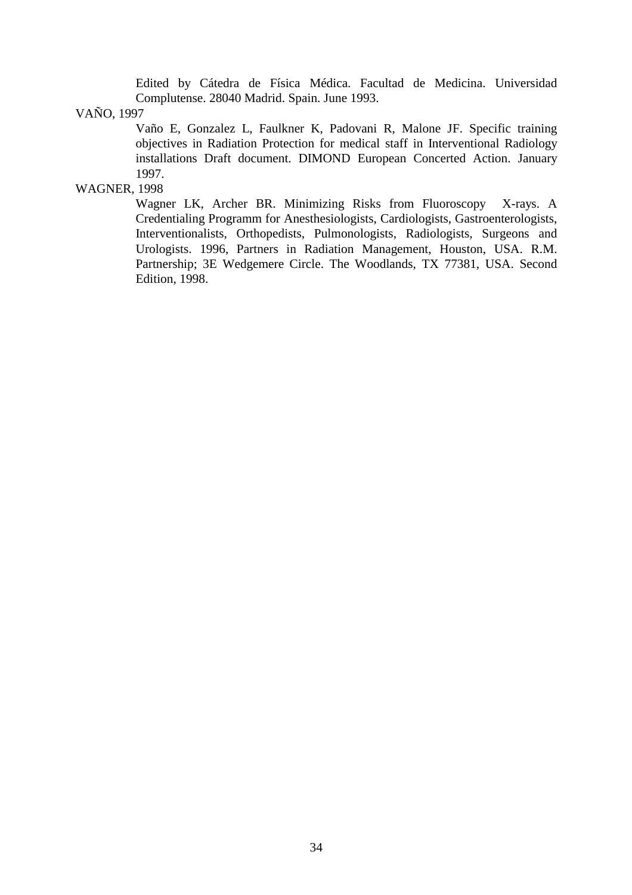Edited by Cátedra de Física Médica. Facultad de Medicina. Universidad Complutense. 28040 Madrid. Spain. June 1993.

VAÑO, 1997

Vaño E, Gonzalez L, Faulkner K, Padovani R, Malone JF. Specific training objectives in Radiation Protection for medical staff in Interventional Radiology installations Draft document. DIMOND European Concerted Action. January 1997.

WAGNER, 1998

Wagner LK, Archer BR. Minimizing Risks from Fluoroscopy X-rays. A Credentialing Programm for Anesthesiologists, Cardiologists, Gastroenterologists, Interventionalists, Orthopedists, Pulmonologists, Radiologists, Surgeons and Urologists. 1996, Partners in Radiation Management, Houston, USA. R.M. Partnership; 3E Wedgemere Circle. The Woodlands, TX 77381, USA. Second Edition, 1998.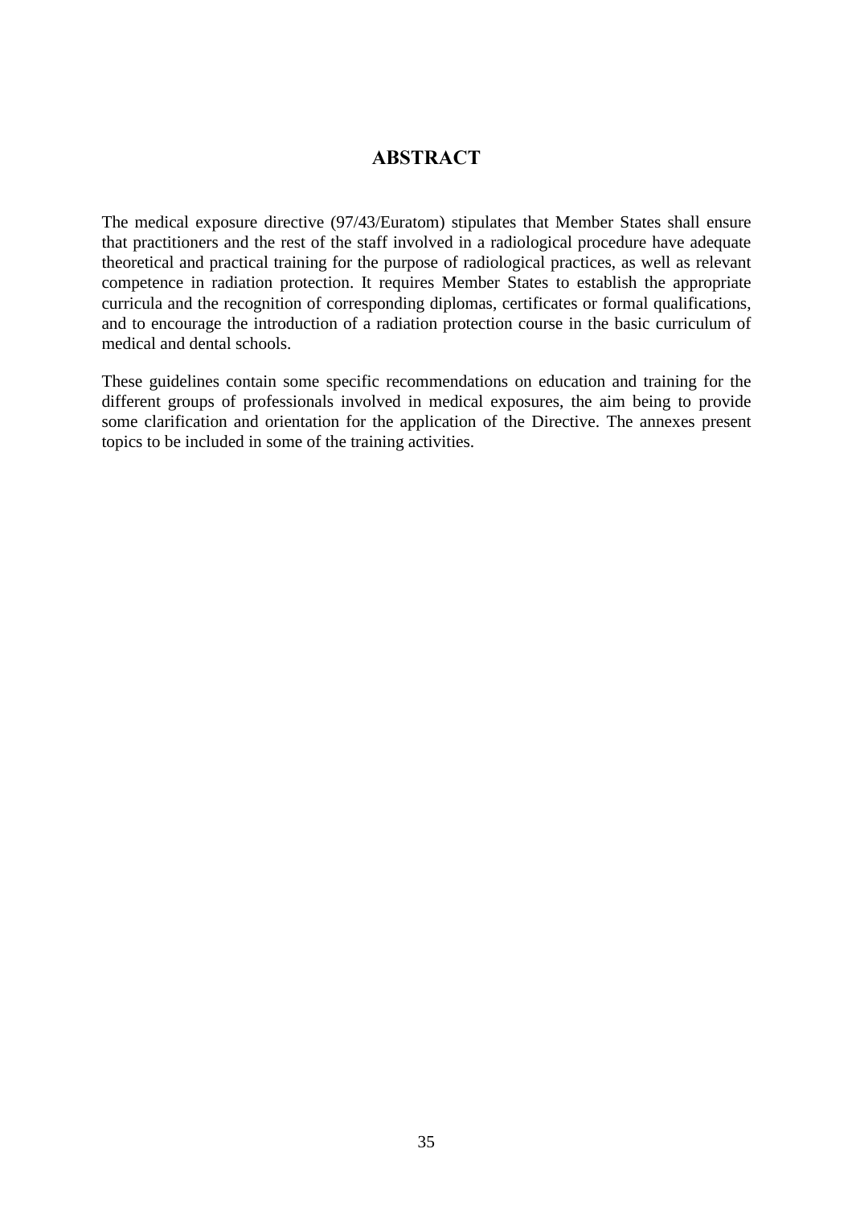# ABSTRACT

The medical exposure directive (97/43/Euratom) stipulates that Member States shall ensure that practitioners and the rest of the staff involved in a radiological procedure have adequate theoretical and practical training for the purpose of radiological practices, as well as relevant competence in radiation protection. It requires Member States to establish the appropriate curricula and the recognition of corresponding diplomas, certificates or formal qualifications, and to encourage the introduction of a radiation protection course in the basic curriculum of medical and dental schools.

These guidelines contain some specific recommendations on education and training for the different groups of professionals involved in medical exposures, the aim being to provide some clarification and orientation for the application of the Directive. The annexes present topics to be included in some of the training activities.